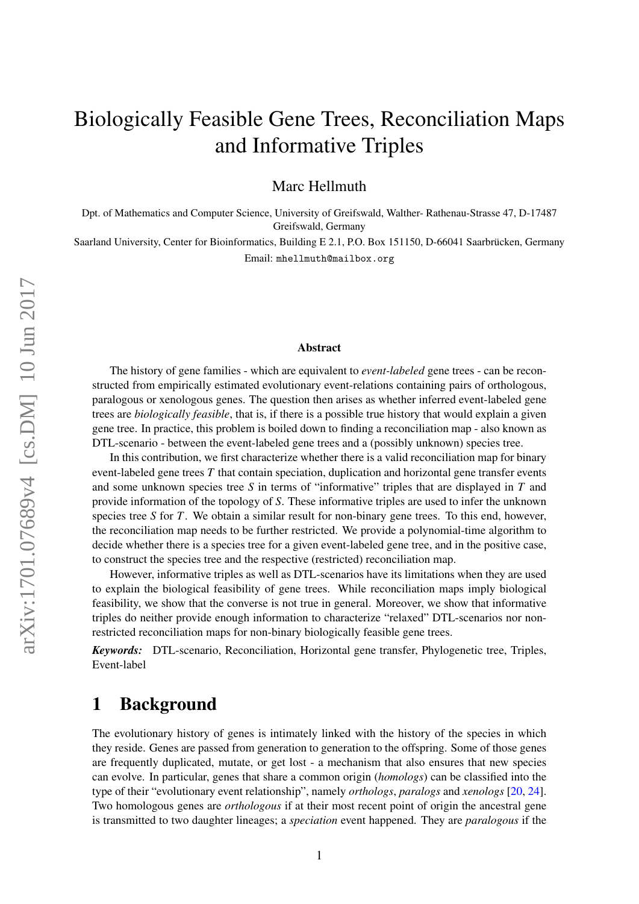# Biologically Feasible Gene Trees, Reconciliation Maps and Informative Triples

Marc Hellmuth

Dpt. of Mathematics and Computer Science, University of Greifswald, Walther- Rathenau-Strasse 47, D-17487 Greifswald, Germany

Saarland University, Center for Bioinformatics, Building E 2.1, P.O. Box 151150, D-66041 Saarbrücken, Germany

Email: mhellmuth@mailbox.org

## Abstract

The history of gene families - which are equivalent to *event-labeled* gene trees - can be reconstructed from empirically estimated evolutionary event-relations containing pairs of orthologous, paralogous or xenologous genes. The question then arises as whether inferred event-labeled gene trees are *biologically feasible*, that is, if there is a possible true history that would explain a given gene tree. In practice, this problem is boiled down to finding a reconciliation map - also known as DTL-scenario - between the event-labeled gene trees and a (possibly unknown) species tree.

In this contribution, we first characterize whether there is a valid reconciliation map for binary event-labeled gene trees $T$ that contain speciation, duplication and horizontal gene transfer events and some unknown species tree $S$ in terms of "informative" triples that are displayed in $T$ and provide information of the topology of $S$. These informative triples are used to infer the unknown species tree $S$ for $T$. We obtain a similar result for non-binary gene trees. To this end, however, the reconciliation map needs to be further restricted. We provide a polynomial-time algorithm to decide whether there is a species tree for a given event-labeled gene tree, and in the positive case, to construct the species tree and the respective (restricted) reconciliation map.

However, informative triples as well as DTL-scenarios have its limitations when they are used to explain the biological feasibility of gene trees. While reconciliation maps imply biological feasibility, we show that the converse is not true in general. Moreover, we show that informative triples do neither provide enough information to characterize "relaxed" DTL-scenarios nor non-restricted reconciliation maps for non-binary biologically feasible gene trees.

***Keywords:*** DTL-scenario, Reconciliation, Horizontal gene transfer, Phylogenetic tree, Triples, Event-label

## 1 Background

The evolutionary history of genes is intimately linked with the history of the species in which they reside. Genes are passed from generation to generation to the offspring. Some of those genes are frequently duplicated, mutate, or get lost - a mechanism that also ensures that new species can evolve. In particular, genes that share a common origin (*homologs*) can be classified into the type of their "evolutionary event relationship", namely *orthologs*, *paralogs* and *xenologs* [20, 24]. Two homologous genes are *orthologous* if at their most recent point of origin the ancestral gene is transmitted to two daughter lineages; a *speciation* event happened. They are *paralogous* if the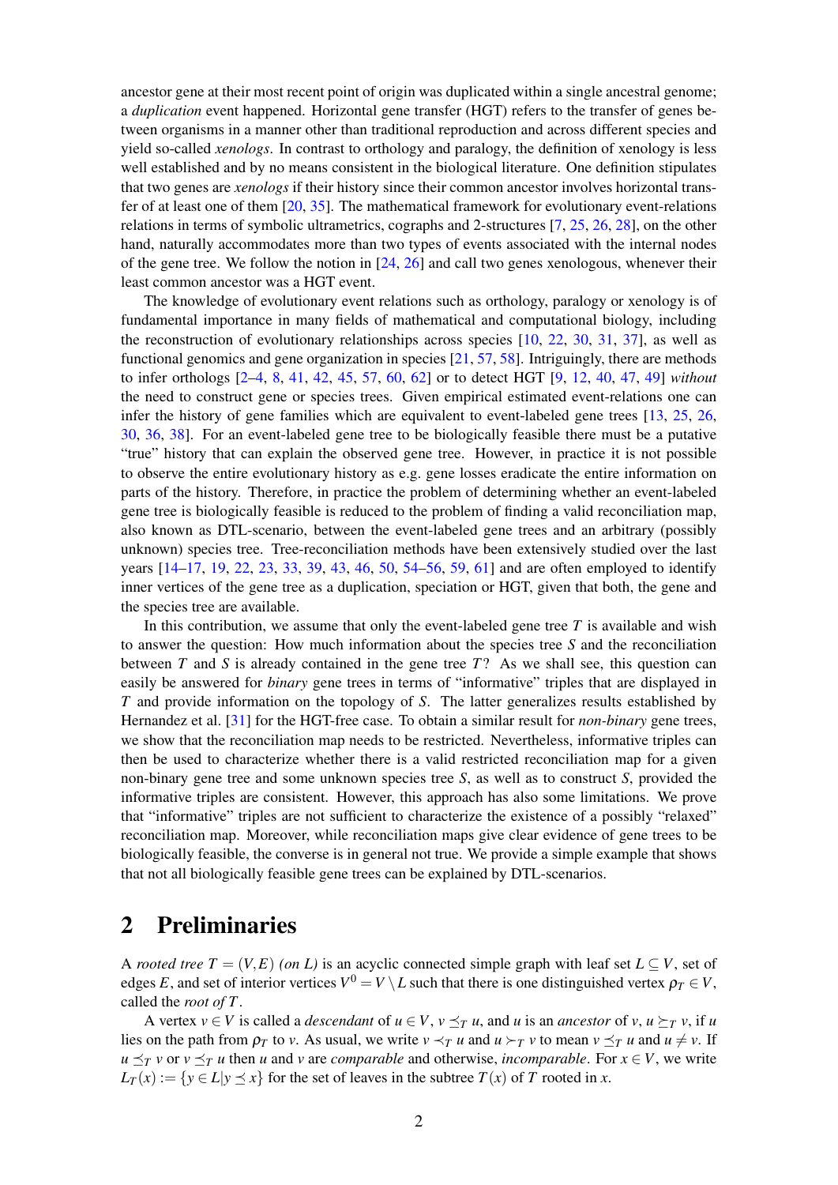ancestor gene at their most recent point of origin was duplicated within a single ancestral genome; a *duplication* event happened. Horizontal gene transfer (HGT) refers to the transfer of genes between organisms in a manner other than traditional reproduction and across different species and yield so-called *xenologs*. In contrast to orthology and paralogy, the definition of xenology is less well established and by no means consistent in the biological literature. One definition stipulates that two genes are *xenologs* if their history since their common ancestor involves horizontal transfer of at least one of them [20, 35]. The mathematical framework for evolutionary event-relations relations in terms of symbolic ultrametrics, cographs and 2-structures [7, 25, 26, 28], on the other hand, naturally accommodates more than two types of events associated with the internal nodes of the gene tree. We follow the notion in [24, 26] and call two genes xenologous, whenever their least common ancestor was a HGT event.

The knowledge of evolutionary event relations such as orthology, paralogy or xenology is of fundamental importance in many fields of mathematical and computational biology, including the reconstruction of evolutionary relationships across species [10, 22, 30, 31, 37], as well as functional genomics and gene organization in species [21, 57, 58]. Intriguingly, there are methods to infer orthologs [2–4, 8, 41, 42, 45, 57, 60, 62] or to detect HGT [9, 12, 40, 47, 49] *without* the need to construct gene or species trees. Given empirical estimated event-relations one can infer the history of gene families which are equivalent to event-labeled gene trees [13, 25, 26, 30, 36, 38]. For an event-labeled gene tree to be biologically feasible there must be a putative "true" history that can explain the observed gene tree. However, in practice it is not possible to observe the entire evolutionary history as e.g. gene losses eradicate the entire information on parts of the history. Therefore, in practice the problem of determining whether an event-labeled gene tree is biologically feasible is reduced to the problem of finding a valid reconciliation map, also known as DTL-scenario, between the event-labeled gene trees and an arbitrary (possibly unknown) species tree. Tree-reconciliation methods have been extensively studied over the last years [14–17, 19, 22, 23, 33, 39, 43, 46, 50, 54–56, 59, 61] and are often employed to identify inner vertices of the gene tree as a duplication, speciation or HGT, given that both, the gene and the species tree are available.

In this contribution, we assume that only the event-labeled gene tree $T$ is available and wish to answer the question: How much information about the species tree $S$ and the reconciliation between $T$ and $S$ is already contained in the gene tree $T$? As we shall see, this question can easily be answered for *binary* gene trees in terms of "informative" triples that are displayed in $T$ and provide information on the topology of $S$. The latter generalizes results established by Hernandez et al. [31] for the HGT-free case. To obtain a similar result for *non-binary* gene trees, we show that the reconciliation map needs to be restricted. Nevertheless, informative triples can then be used to characterize whether there is a valid restricted reconciliation map for a given non-binary gene tree and some unknown species tree $S$, as well as to construct $S$, provided the informative triples are consistent. However, this approach has also some limitations. We prove that "informative" triples are not sufficient to characterize the existence of a possibly "relaxed" reconciliation map. Moreover, while reconciliation maps give clear evidence of gene trees to be biologically feasible, the converse is in general not true. We provide a simple example that shows that not all biologically feasible gene trees can be explained by DTL-scenarios.

## 2 Preliminaries

A *rooted tree* $T = (V,E)$ *(on $L$)* is an acyclic connected simple graph with leaf set $L \subseteq V$, set of edges $E$, and set of interior vertices $V^0 = V \setminus L$ such that there is one distinguished vertex $\rho_T \in V$, called the *root of $T$*.

A vertex $v \in V$ is called a *descendant* of $u \in V$, $v \preceq_T u$, and $u$ is an *ancestor* of $v$, $u \succeq_T v$, if $u$ lies on the path from $\rho_T$ to $v$. As usual, we write $v \prec_T u$ and $u \succ_T v$ to mean $v \preceq_T u$ and $u \neq v$. If $u \preceq_T v$ or $v \preceq_T u$ then $u$ and $v$ are *comparable* and otherwise, *incomparable*. For $x \in V$, we write $L_T(x) := \{y \in L | y \preceq x\}$ for the set of leaves in the subtree $T(x)$ of $T$ rooted in $x$.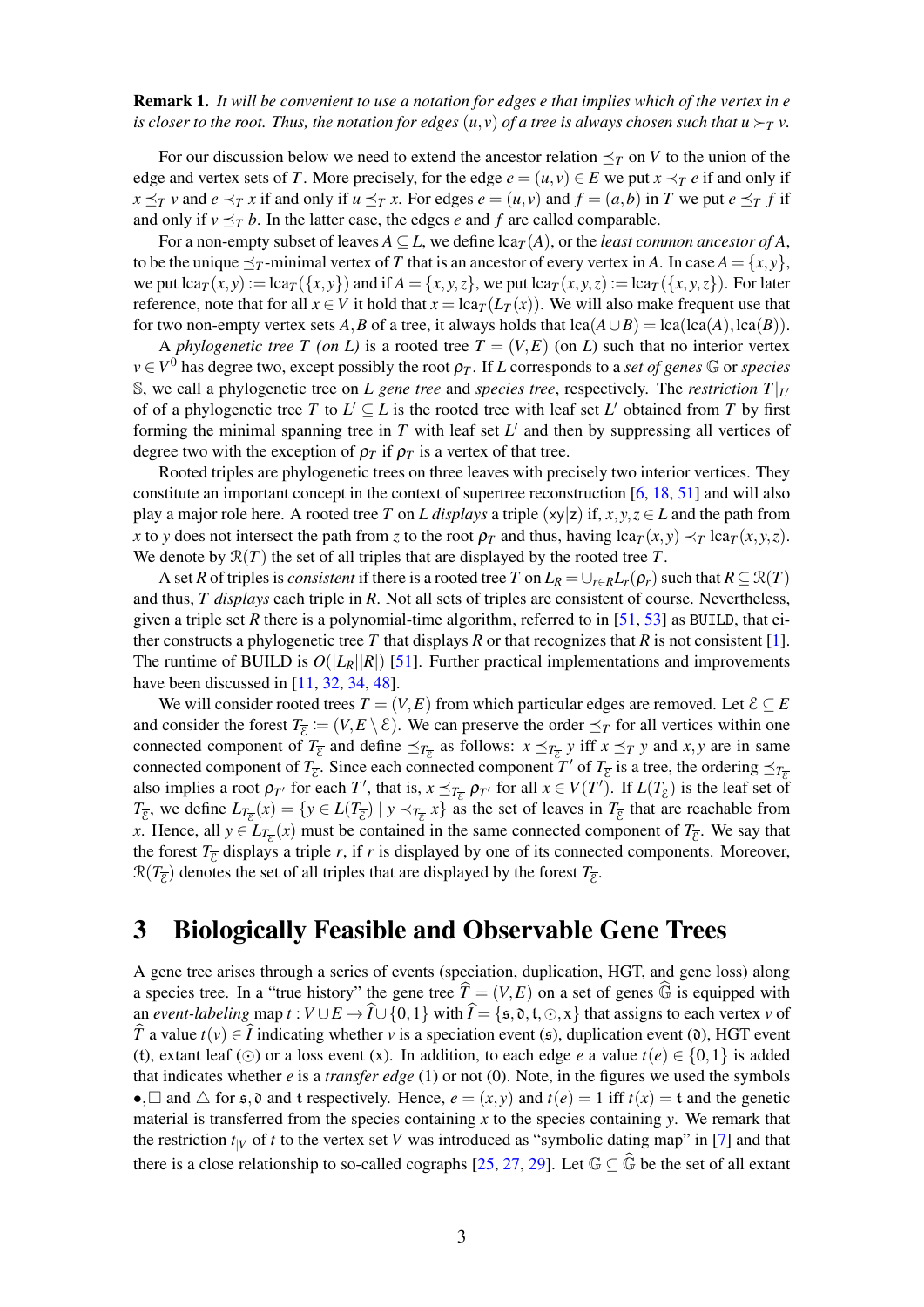**Remark 1.** *It will be convenient to use a notation for edges $e$ that implies which of the vertex in $e$ is closer to the root. Thus, the notation for edges $(u,v)$ of a tree is always chosen such that $u \succ_T v$.*

For our discussion below we need to extend the ancestor relation $\preceq_T$ on $V$ to the union of the edge and vertex sets of $T$. More precisely, for the edge $e = (u,v) \in E$ we put $x \prec_T e$ if and only if $x \preceq_T v$ and $e \prec_T x$ if and only if $u \preceq_T x$. For edges $e = (u,v)$ and $f = (a,b)$ in $T$ we put $e \preceq_T f$ if and only if $v \preceq_T b$. In the latter case, the edges $e$ and $f$ are called comparable.

For a non-empty subset of leaves $A \subseteq L$, we define $\operatorname{lca}_T(A)$, or the *least common ancestor of* $A$, to be the unique $\preceq_T$-minimal vertex of $T$ that is an ancestor of every vertex in $A$. In case $A = \{x,y\}$, we put $\operatorname{lca}_T(x,y) := \operatorname{lca}_T(\{x,y\})$ and if $A = \{x,y,z\}$, we put $\operatorname{lca}_T(x,y,z) := \operatorname{lca}_T(\{x,y,z\})$. For later reference, note that for all $x \in V$ it hold that $x = \operatorname{lca}_T(L_T(x))$. We will also make frequent use that for two non-empty vertex sets $A, B$ of a tree, it always holds that $\operatorname{lca}(A \cup B) = \operatorname{lca}(\operatorname{lca}(A), \operatorname{lca}(B))$.

A *phylogenetic tree* $T$ *(on* $L$*)* is a rooted tree $T = (V,E)$ (on $L$) such that no interior vertex $v \in V^0$ has degree two, except possibly the root $\rho_T$. If $L$ corresponds to a *set of genes* $\mathbb{G}$ or *species* $\mathbb{S}$, we call a phylogenetic tree on $L$ *gene tree* and *species tree*, respectively. The *restriction* $T|_{L'}$ of of a phylogenetic tree $T$ to $L' \subseteq L$ is the rooted tree with leaf set $L'$ obtained from $T$ by first forming the minimal spanning tree in $T$ with leaf set $L'$ and then by suppressing all vertices of degree two with the exception of $\rho_T$ if $\rho_T$ is a vertex of that tree.

Rooted triples are phylogenetic trees on three leaves with precisely two interior vertices. They constitute an important concept in the context of supertree reconstruction [6, 18, 51] and will also play a major role here. A rooted tree $T$ on $L$ *displays* a triple $(\mathsf{xy}|\mathsf{z})$ if, $x,y,z \in L$ and the path from $x$ to $y$ does not intersect the path from $z$ to the root $\rho_T$ and thus, having $\operatorname{lca}_T(x,y) \prec_T \operatorname{lca}_T(x,y,z)$. We denote by $\mathcal{R}(T)$ the set of all triples that are displayed by the rooted tree $T$.

A set $R$ of triples is *consistent* if there is a rooted tree $T$ on $L_R = \cup_{r \in R} L_r(\rho_r)$ such that $R \subseteq \mathcal{R}(T)$ and thus, $T$ *displays* each triple in $R$. Not all sets of triples are consistent of course. Nevertheless, given a triple set $R$ there is a polynomial-time algorithm, referred to in [51, 53] as `BUILD`, that either constructs a phylogenetic tree $T$ that displays $R$ or that recognizes that $R$ is not consistent [1]. The runtime of BUILD is $O(|L_R||R|)$ [51]. Further practical implementations and improvements have been discussed in [11, 32, 34, 48].

We will consider rooted trees $T = (V,E)$ from which particular edges are removed. Let $\mathcal{E} \subseteq E$ and consider the forest $T_{\overline{\mathcal{E}}} := (V, E \setminus \mathcal{E})$. We can preserve the order $\preceq_T$ for all vertices within one connected component of $T_{\overline{\mathcal{E}}}$ and define $\preceq_{T_{\overline{\mathcal{E}}}}$ as follows: $x \preceq_{T_{\overline{\mathcal{E}}}} y$ iff $x \preceq_T y$ and $x,y$ are in same connected component of $T_{\overline{\mathcal{E}}}$. Since each connected component $T'$ of $T_{\overline{\mathcal{E}}}$ is a tree, the ordering $\preceq_{T_{\overline{\mathcal{E}}}}$ also implies a root $\rho_{T'}$ for each $T'$, that is, $x \preceq_{T_{\overline{\mathcal{E}}}} \rho_{T'}$ for all $x \in V(T')$. If $L(T_{\overline{\mathcal{E}}})$ is the leaf set of $T_{\overline{\mathcal{E}}}$, we define $L_{T_{\overline{\mathcal{E}}}}(x) = \{y \in L(T_{\overline{\mathcal{E}}}) \mid y \prec_{T_{\overline{\mathcal{E}}}} x\}$ as the set of leaves in $T_{\overline{\mathcal{E}}}$ that are reachable from $x$. Hence, all $y \in L_{T_{\overline{\mathcal{E}}}}(x)$ must be contained in the same connected component of $T_{\overline{\mathcal{E}}}$. We say that the forest $T_{\overline{\mathcal{E}}}$ displays a triple $r$, if $r$ is displayed by one of its connected components. Moreover, $\mathcal{R}(T_{\overline{\mathcal{E}}})$ denotes the set of all triples that are displayed by the forest $T_{\overline{\mathcal{E}}}$.

# 3 Biologically Feasible and Observable Gene Trees

A gene tree arises through a series of events (speciation, duplication, HGT, and gene loss) along a species tree. In a "true history" the gene tree $\widehat{T} = (V,E)$ on a set of genes $\widehat{\mathbb{G}}$ is equipped with an *event-labeling* map $t : V \cup E \to \widehat{I} \cup \{0,1\}$ with $\widehat{I} = \{\mathfrak{s}, \mathfrak{d}, \mathfrak{t}, \odot, \mathsf{x}\}$ that assigns to each vertex $v$ of $\widehat{T}$ a value $t(v) \in \widehat{I}$ indicating whether $v$ is a speciation event ($\mathfrak{s}$), duplication event ($\mathfrak{d}$), HGT event ($\mathfrak{t}$), extant leaf ($\odot$) or a loss event ($\mathsf{x}$). In addition, to each edge $e$ a value $t(e) \in \{0,1\}$ is added that indicates whether $e$ is a *transfer edge* (1) or not (0). Note, in the figures we used the symbols $\bullet, \square$ and $\triangle$ for $\mathfrak{s}, \mathfrak{d}$ and $\mathfrak{t}$ respectively. Hence, $e = (x,y)$ and $t(e) = 1$ iff $t(x) = \mathfrak{t}$ and the genetic material is transferred from the species containing $x$ to the species containing $y$. We remark that the restriction $t_{|V}$ of $t$ to the vertex set $V$ was introduced as "symbolic dating map" in [7] and that there is a close relationship to so-called cographs [25, 27, 29]. Let $\mathbb{G} \subseteq \widehat{\mathbb{G}}$ be the set of all extant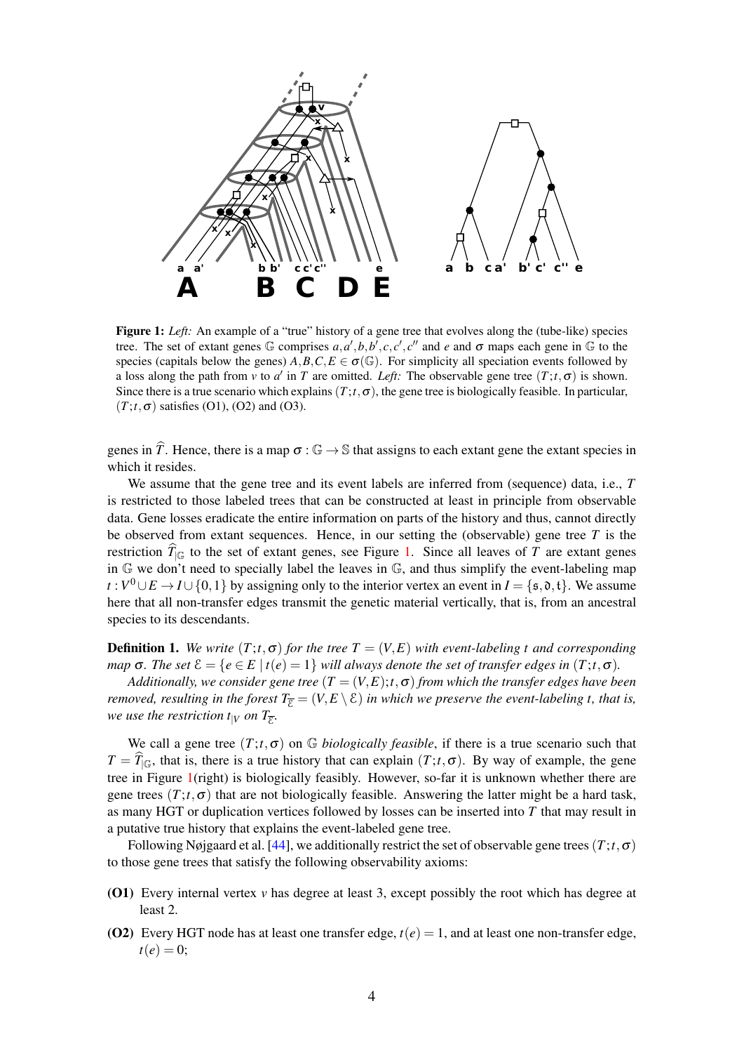**Figure 1:** *Left:* An example of a "true" history of a gene tree that evolves along the (tube-like) species tree. The set of extant genes $\mathbb{G}$ comprises $a, a', b, b', c, c', c''$ and $e$ and $\sigma$ maps each gene in $\mathbb{G}$ to the species (capitals below the genes) $A, B, C, E \in \sigma(\mathbb{G})$. For simplicity all speciation events followed by a loss along the path from $v$ to $a'$ in $T$ are omitted. *Left:* The observable gene tree $(T;t,\sigma)$ is shown. Since there is a true scenario which explains $(T;t,\sigma)$, the gene tree is biologically feasible. In particular, $(T;t,\sigma)$ satisfies (O1), (O2) and (O3).

genes in $\widehat{T}$. Hence, there is a map $\sigma : \mathbb{G} \to \mathbb{S}$ that assigns to each extant gene the extant species in which it resides.

We assume that the gene tree and its event labels are inferred from (sequence) data, i.e., $T$ is restricted to those labeled trees that can be constructed at least in principle from observable data. Gene losses eradicate the entire information on parts of the history and thus, cannot directly be observed from extant sequences. Hence, in our setting the (observable) gene tree $T$ is the restriction $\widehat{T}_{|\mathbb{G}}$ to the set of extant genes, see Figure 1. Since all leaves of $T$ are extant genes in $\mathbb{G}$ we don't need to specially label the leaves in $\mathbb{G}$, and thus simplify the event-labeling map $t : V^0 \cup E \to I \cup \{0,1\}$ by assigning only to the interior vertex an event in $I = \{\mathfrak{s}, \mathfrak{d}, \mathfrak{t}\}$. We assume here that all non-transfer edges transmit the genetic material vertically, that is, from an ancestral species to its descendants.

**Definition 1.** *We write $(T;t,\sigma)$ for the tree $T = (V,E)$ with event-labeling $t$ and corresponding map $\sigma$. The set $\mathcal{E} = \{e \in E \mid t(e) = 1\}$ will always denote the set of transfer edges in $(T;t,\sigma)$.*

*Additionally, we consider gene tree $(T = (V,E);t,\sigma)$ from which the transfer edges have been removed, resulting in the forest $T_{\overline{\mathcal{E}}} = (V, E \setminus \mathcal{E})$ in which we preserve the event-labeling $t$, that is, we use the restriction $t_{|V}$ on $T_{\overline{\mathcal{E}}}$.*

We call a gene tree $(T;t,\sigma)$ on $\mathbb{G}$ *biologically feasible*, if there is a true scenario such that $T = \widehat{T}_{|\mathbb{G}}$, that is, there is a true history that can explain $(T;t,\sigma)$. By way of example, the gene tree in Figure 1(right) is biologically feasibly. However, so-far it is unknown whether there are gene trees $(T;t,\sigma)$ that are not biologically feasible. Answering the latter might be a hard task, as many HGT or duplication vertices followed by losses can be inserted into $T$ that may result in a putative true history that explains the event-labeled gene tree.

Following Nøjgaard et al. [44], we additionally restrict the set of observable gene trees $(T;t,\sigma)$ to those gene trees that satisfy the following observability axioms:

- **(O1)** Every internal vertex $v$ has degree at least 3, except possibly the root which has degree at least 2.
- **(O2)** Every HGT node has at least one transfer edge, $t(e) = 1$, and at least one non-transfer edge, $t(e) = 0$;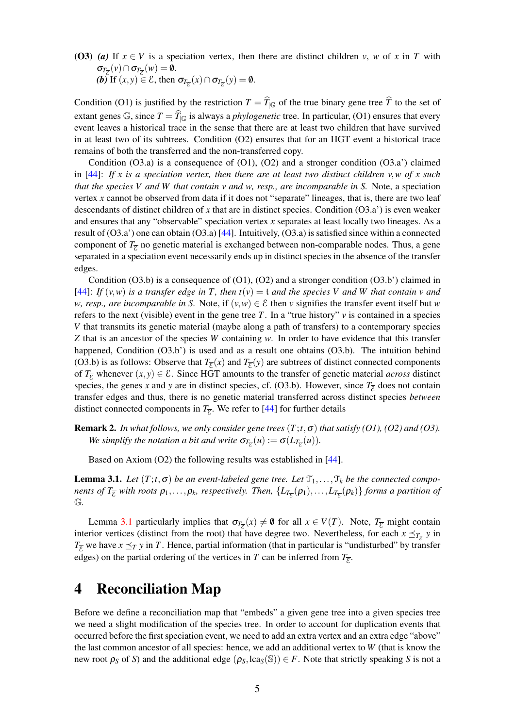**(O3)** ***(a)*** If $x \in V$ is a speciation vertex, then there are distinct children $v$, $w$ of $x$ in $T$ with $\sigma_{T_{\overline{\mathcal{E}}}}(v) \cap \sigma_{T_{\overline{\mathcal{E}}}}(w) = \emptyset$.
***(b)*** If $(x,y) \in \mathcal{E}$, then $\sigma_{T_{\overline{\mathcal{E}}}}(x) \cap \sigma_{T_{\overline{\mathcal{E}}}}(y) = \emptyset$.

Condition (O1) is justified by the restriction $T = \widehat{T}_{|\mathbb{G}}$ of the true binary gene tree $\widehat{T}$ to the set of extant genes $\mathbb{G}$, since $T = \widehat{T}_{|\mathbb{G}}$ is always a *phylogenetic* tree. In particular, (O1) ensures that every event leaves a historical trace in the sense that there are at least two children that have survived in at least two of its subtrees. Condition (O2) ensures that for an HGT event a historical trace remains of both the transferred and the non-transferred copy.

Condition (O3.a) is a consequence of (O1), (O2) and a stronger condition (O3.a') claimed in [44]: *If $x$ is a speciation vertex, then there are at least two distinct children $v, w$ of $x$ such that the species $V$ and $W$ that contain $v$ and $w$, resp., are incomparable in $S$.* Note, a speciation vertex $x$ cannot be observed from data if it does not "separate" lineages, that is, there are two leaf descendants of distinct children of $x$ that are in distinct species. Condition (O3.a') is even weaker and ensures that any "observable" speciation vertex $x$ separates at least locally two lineages. As a result of (O3.a') one can obtain (O3.a) [44]. Intuitively, (O3.a) is satisfied since within a connected component of $T_{\overline{\mathcal{E}}}$ no genetic material is exchanged between non-comparable nodes. Thus, a gene separated in a speciation event necessarily ends up in distinct species in the absence of the transfer edges.

Condition (O3.b) is a consequence of (O1), (O2) and a stronger condition (O3.b') claimed in [44]: *If $(v,w)$ is a transfer edge in $T$, then $t(v) = \mathfrak{t}$ and the species $V$ and $W$ that contain $v$ and $w$, resp., are incomparable in $S$.* Note, if $(v,w) \in \mathcal{E}$ then $v$ signifies the transfer event itself but $w$ refers to the next (visible) event in the gene tree $T$. In a "true history" $v$ is contained in a species $V$ that transmits its genetic material (maybe along a path of transfers) to a contemporary species $Z$ that is an ancestor of the species $W$ containing $w$. In order to have evidence that this transfer happened, Condition (O3.b') is used and as a result one obtains (O3.b). The intuition behind (O3.b) is as follows: Observe that $T_{\overline{\mathcal{E}}}(x)$ and $T_{\overline{\mathcal{E}}}(y)$ are subtrees of distinct connected components of $T_{\overline{\mathcal{E}}}$ whenever $(x,y) \in \mathcal{E}$. Since HGT amounts to the transfer of genetic material *across* distinct species, the genes $x$ and $y$ are in distinct species, cf. (O3.b). However, since $T_{\overline{\mathcal{E}}}$ does not contain transfer edges and thus, there is no genetic material transferred across distinct species *between* distinct connected components in $T_{\overline{\mathcal{E}}}$. We refer to [44] for further details

**Remark 2.** *In what follows, we only consider gene trees $(T;t,\sigma)$ that satisfy (O1), (O2) and (O3). We simplify the notation a bit and write $\sigma_{T_{\overline{\mathcal{E}}}}(u) := \sigma(L_{T_{\overline{\mathcal{E}}}}(u))$.*

Based on Axiom (O2) the following results was established in [44].

**Lemma 3.1.** *Let $(T;t,\sigma)$ be an event-labeled gene tree. Let $\mathcal{T}_1,\dots,\mathcal{T}_k$ be the connected components of $T_{\overline{\mathcal{E}}}$ with roots $\rho_1,\dots,\rho_k$, respectively. Then, $\{L_{T_{\overline{\mathcal{E}}}}(\rho_1),\dots,L_{T_{\overline{\mathcal{E}}}}(\rho_k)\}$ forms a partition of $\mathbb{G}$.*

Lemma 3.1 particularly implies that $\sigma_{T_{\overline{\mathcal{E}}}}(x) \neq \emptyset$ for all $x \in V(T)$. Note, $T_{\overline{\mathcal{E}}}$ might contain interior vertices (distinct from the root) that have degree two. Nevertheless, for each $x \preceq_{T_{\overline{\mathcal{E}}}} y$ in $T_{\overline{\mathcal{E}}}$ we have $x \preceq_T y$ in $T$. Hence, partial information (that in particular is "undisturbed" by transfer edges) on the partial ordering of the vertices in $T$ can be inferred from $T_{\overline{\mathcal{E}}}$.

# 4 Reconciliation Map

Before we define a reconciliation map that "embeds" a given gene tree into a given species tree we need a slight modification of the species tree. In order to account for duplication events that occurred before the first speciation event, we need to add an extra vertex and an extra edge "above" the last common ancestor of all species: hence, we add an additional vertex to $W$ (that is know the new root $\rho_S$ of $S$) and the additional edge $(\rho_S, \mathrm{lca}_S(\mathbb{S})) \in F$. Note that strictly speaking $S$ is not a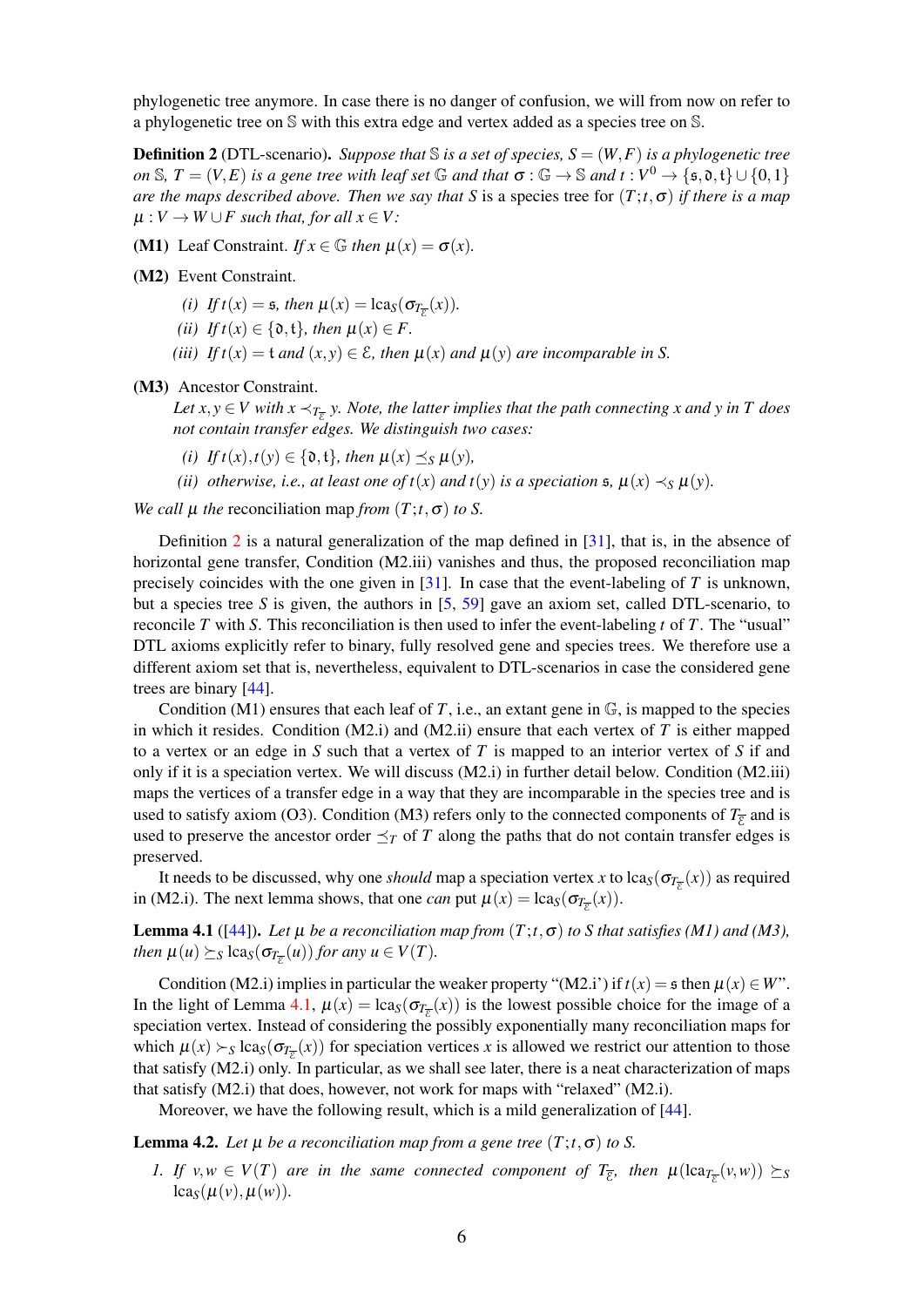phylogenetic tree anymore. In case there is no danger of confusion, we will from now on refer to a phylogenetic tree on $\mathbb{S}$ with this extra edge and vertex added as a species tree on $\mathbb{S}$.

**Definition 2** (DTL-scenario). *Suppose that $\mathbb{S}$ is a set of species, $S = (W, F)$ is a phylogenetic tree on $\mathbb{S}$, $T = (V, E)$ is a gene tree with leaf set $\mathbb{G}$ and that $\sigma : \mathbb{G} \to \mathbb{S}$ and $t : V^0 \to \{\mathfrak{s}, \mathfrak{d}, \mathfrak{t}\} \cup \{0, 1\}$ are the maps described above. Then we say that $S$ is a* species tree for *$(T;t,\sigma)$ if there is a map $\mu : V \to W \cup F$ such that, for all $x \in V$:*

**(M1)** Leaf Constraint. *If $x \in \mathbb{G}$ then $\mu(x) = \sigma(x)$.*

**(M2)** Event Constraint.

- *(i) If $t(x) = \mathfrak{s}$, then $\mu(x) = \operatorname{lca}_S(\sigma_{T_{\overline{\mathcal{E}}}}(x))$.*
- *(ii) If $t(x) \in \{\mathfrak{d}, \mathfrak{t}\}$, then $\mu(x) \in F$.*
- *(iii) If $t(x) = \mathfrak{t}$ and $(x, y) \in \mathcal{E}$, then $\mu(x)$ and $\mu(y)$ are incomparable in $S$.*

**(M3)** Ancestor Constraint.
*Let $x, y \in V$ with $x \prec_{T_{\overline{\mathcal{E}}}} y$. Note, the latter implies that the path connecting $x$ and $y$ in $T$ does not contain transfer edges. We distinguish two cases:*

- *(i) If $t(x), t(y) \in \{\mathfrak{d}, \mathfrak{t}\}$, then $\mu(x) \preceq_S \mu(y)$,*
- *(ii) otherwise, i.e., at least one of $t(x)$ and $t(y)$ is a speciation $\mathfrak{s}$, $\mu(x) \prec_S \mu(y)$.*

*We call $\mu$ the* reconciliation map *from $(T;t,\sigma)$ to $S$.*

Definition 2 is a natural generalization of the map defined in [31], that is, in the absence of horizontal gene transfer, Condition (M2.iii) vanishes and thus, the proposed reconciliation map precisely coincides with the one given in [31]. In case that the event-labeling of $T$ is unknown, but a species tree $S$ is given, the authors in [5, 59] gave an axiom set, called DTL-scenario, to reconcile $T$ with $S$. This reconciliation is then used to infer the event-labeling $t$ of $T$. The "usual" DTL axioms explicitly refer to binary, fully resolved gene and species trees. We therefore use a different axiom set that is, nevertheless, equivalent to DTL-scenarios in case the considered gene trees are binary [44].

Condition (M1) ensures that each leaf of $T$, i.e., an extant gene in $\mathbb{G}$, is mapped to the species in which it resides. Condition (M2.i) and (M2.ii) ensure that each vertex of $T$ is either mapped to a vertex or an edge in $S$ such that a vertex of $T$ is mapped to an interior vertex of $S$ if and only if it is a speciation vertex. We will discuss (M2.i) in further detail below. Condition (M2.iii) maps the vertices of a transfer edge in a way that they are incomparable in the species tree and is used to satisfy axiom (O3). Condition (M3) refers only to the connected components of $T_{\overline{\mathcal{E}}}$ and is used to preserve the ancestor order $\preceq_T$ of $T$ along the paths that do not contain transfer edges is preserved.

It needs to be discussed, why one *should* map a speciation vertex $x$ to $\operatorname{lca}_S(\sigma_{T_{\overline{\mathcal{E}}}}(x))$ as required in (M2.i). The next lemma shows, that one *can* put $\mu(x) = \operatorname{lca}_S(\sigma_{T_{\overline{\mathcal{E}}}}(x))$.

**Lemma 4.1** ([44]). *Let $\mu$ be a reconciliation map from $(T;t,\sigma)$ to $S$ that satisfies (M1) and (M3), then $\mu(u) \succeq_S \operatorname{lca}_S(\sigma_{T_{\overline{\mathcal{E}}}}(u))$ for any $u \in V(T)$.*

Condition (M2.i) implies in particular the weaker property "(M2.i') if $t(x) = \mathfrak{s}$ then $\mu(x) \in W$". In the light of Lemma 4.1, $\mu(x) = \operatorname{lca}_S(\sigma_{T_{\overline{\mathcal{E}}}}(x))$ is the lowest possible choice for the image of a speciation vertex. Instead of considering the possibly exponentially many reconciliation maps for which $\mu(x) \succ_S \operatorname{lca}_S(\sigma_{T_{\overline{\mathcal{E}}}}(x))$ for speciation vertices $x$ is allowed we restrict our attention to those that satisfy (M2.i) only. In particular, as we shall see later, there is a neat characterization of maps that satisfy (M2.i) that does, however, not work for maps with "relaxed" (M2.i).

Moreover, we have the following result, which is a mild generalization of [44].

**Lemma 4.2.** *Let $\mu$ be a reconciliation map from a gene tree $(T;t,\sigma)$ to $S$.*

1. *If $v, w \in V(T)$ are in the same connected component of $T_{\overline{\mathcal{E}}}$, then $\mu(\operatorname{lca}_{T_{\overline{\mathcal{E}}}}(v, w)) \succeq_S \operatorname{lca}_S(\mu(v), \mu(w))$.*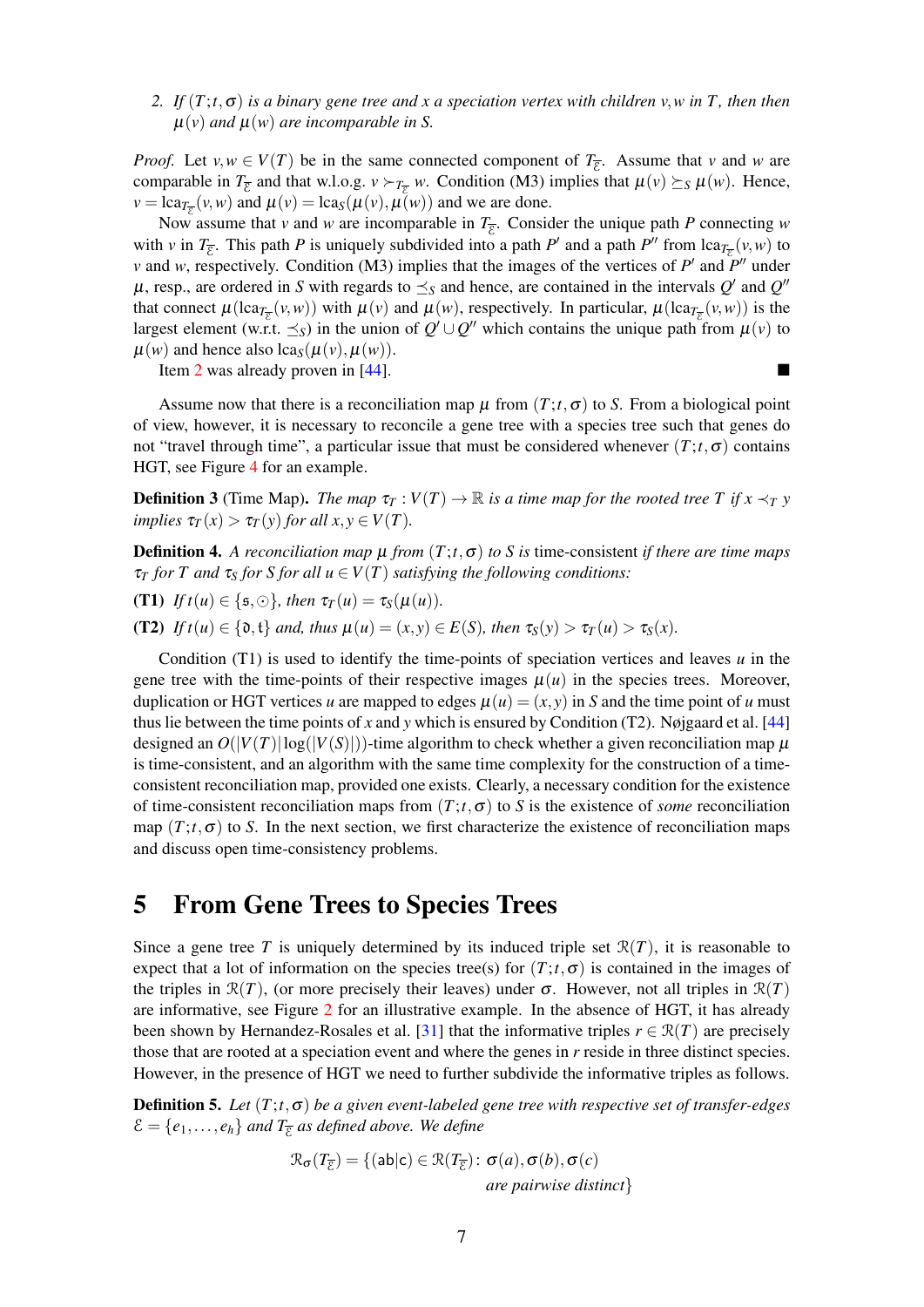2. *If $(T;t,\sigma)$ is a binary gene tree and $x$ a speciation vertex with children $v,w$ in $T$, then then $\mu(v)$ and $\mu(w)$ are incomparable in $S$.*

*Proof.* Let $v,w \in V(T)$ be in the same connected component of $T_{\overline{\mathcal{E}}}$. Assume that $v$ and $w$ are comparable in $T_{\overline{\mathcal{E}}}$ and that w.l.o.g. $v \succ_{T_{\overline{\mathcal{E}}}} w$. Condition (M3) implies that $\mu(v) \succeq_S \mu(w)$. Hence, $v = \operatorname{lca}_{T_{\overline{\mathcal{E}}}}(v,w)$ and $\mu(v) = \operatorname{lca}_S(\mu(v),\mu(w))$ and we are done.

Now assume that $v$ and $w$ are incomparable in $T_{\overline{\mathcal{E}}}$. Consider the unique path $P$ connecting $w$ with $v$ in $T_{\overline{\mathcal{E}}}$. This path $P$ is uniquely subdivided into a path $P'$ and a path $P''$ from $\operatorname{lca}_{T_{\overline{\mathcal{E}}}}(v,w)$ to $v$ and $w$, respectively. Condition (M3) implies that the images of the vertices of $P'$ and $P''$ under $\mu$, resp., are ordered in $S$ with regards to $\preceq_S$ and hence, are contained in the intervals $Q'$ and $Q''$ that connect $\mu(\operatorname{lca}_{T_{\overline{\mathcal{E}}}}(v,w))$ with $\mu(v)$ and $\mu(w)$, respectively. In particular, $\mu(\operatorname{lca}_{T_{\overline{\mathcal{E}}}}(v,w))$ is the largest element (w.r.t. $\preceq_S$) in the union of $Q' \cup Q''$ which contains the unique path from $\mu(v)$ to $\mu(w)$ and hence also $\operatorname{lca}_S(\mu(v),\mu(w))$.

Item 2 was already proven in [44]. ■

Assume now that there is a reconciliation map $\mu$ from $(T;t,\sigma)$ to $S$. From a biological point of view, however, it is necessary to reconcile a gene tree with a species tree such that genes do not "travel through time", a particular issue that must be considered whenever $(T;t,\sigma)$ contains HGT, see Figure 4 for an example.

**Definition 3** (Time Map). *The map $\tau_T : V(T) \to \mathbb{R}$ is a time map for the rooted tree $T$ if $x \prec_T y$ implies $\tau_T(x) > \tau_T(y)$ for all $x,y \in V(T)$.*

**Definition 4.** *A reconciliation map $\mu$ from $(T;t,\sigma)$ to $S$ is* time-consistent *if there are time maps $\tau_T$ for $T$ and $\tau_S$ for $S$ for all $u \in V(T)$ satisfying the following conditions:*

**(T1)** *If $t(u) \in \{\mathfrak{s},\odot\}$, then $\tau_T(u) = \tau_S(\mu(u))$.*

**(T2)** *If $t(u) \in \{\mathfrak{d},\mathfrak{t}\}$ and, thus $\mu(u) = (x,y) \in E(S)$, then $\tau_S(y) > \tau_T(u) > \tau_S(x)$.*

Condition (T1) is used to identify the time-points of speciation vertices and leaves $u$ in the gene tree with the time-points of their respective images $\mu(u)$ in the species trees. Moreover, duplication or HGT vertices $u$ are mapped to edges $\mu(u) = (x,y)$ in $S$ and the time point of $u$ must thus lie between the time points of $x$ and $y$ which is ensured by Condition (T2). Nøjgaard et al. [44] designed an $O(|V(T)|\log(|V(S)|))$-time algorithm to check whether a given reconciliation map $\mu$ is time-consistent, and an algorithm with the same time complexity for the construction of a time-consistent reconciliation map, provided one exists. Clearly, a necessary condition for the existence of time-consistent reconciliation maps from $(T;t,\sigma)$ to $S$ is the existence of *some* reconciliation map $(T;t,\sigma)$ to $S$. In the next section, we first characterize the existence of reconciliation maps and discuss open time-consistency problems.

# 5 From Gene Trees to Species Trees

Since a gene tree $T$ is uniquely determined by its induced triple set $\mathcal{R}(T)$, it is reasonable to expect that a lot of information on the species tree(s) for $(T;t,\sigma)$ is contained in the images of the triples in $\mathcal{R}(T)$, (or more precisely their leaves) under $\sigma$. However, not all triples in $\mathcal{R}(T)$ are informative, see Figure 2 for an illustrative example. In the absence of HGT, it has already been shown by Hernandez-Rosales et al. [31] that the informative triples $r \in \mathcal{R}(T)$ are precisely those that are rooted at a speciation event and where the genes in $r$ reside in three distinct species. However, in the presence of HGT we need to further subdivide the informative triples as follows.

**Definition 5.** *Let $(T;t,\sigma)$ be a given event-labeled gene tree with respective set of transfer-edges $\mathcal{E} = \{e_1,\dots,e_h\}$ and $T_{\overline{\mathcal{E}}}$ as defined above. We define*

$$\mathcal{R}_\sigma(T_{\overline{\mathcal{E}}}) = \{(\mathsf{ab}|\mathsf{c}) \in \mathcal{R}(T_{\overline{\mathcal{E}}})\colon \sigma(a),\sigma(b),\sigma(c) \text{ are pairwise distinct}\}$$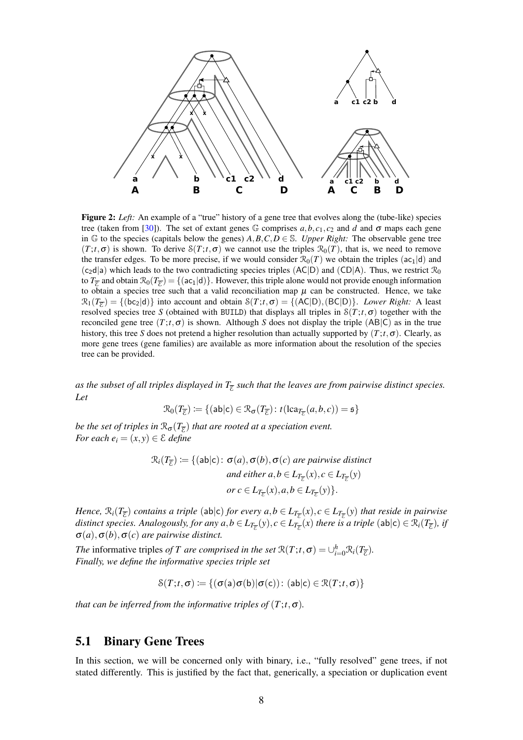**Figure 2:** *Left:* An example of a "true" history of a gene tree that evolves along the (tube-like) species tree (taken from [30]). The set of extant genes $\mathbb{G}$ comprises $a, b, c_1, c_2$ and $d$ and $\sigma$ maps each gene in $\mathbb{G}$ to the species (capitals below the genes) $A, B, C, D \in \mathbb{S}$. *Upper Right:* The observable gene tree $(T;t,\sigma)$ is shown. To derive $\mathcal{S}(T;t,\sigma)$ we cannot use the triples $\mathcal{R}_0(T)$, that is, we need to remove the transfer edges. To be more precise, if we would consider $\mathcal{R}_0(T)$ we obtain the triples $(\mathsf{ac_1|d})$ and $(\mathsf{c_2d|a})$ which leads to the two contradicting species triples $(\mathsf{AC|D})$ and $(\mathsf{CD|A})$. Thus, we restrict $\mathcal{R}_0$ to $T_{\overline{\mathcal{E}}}$ and obtain $\mathcal{R}_0(T_{\overline{\mathcal{E}}}) = \{(\mathsf{ac_1|d})\}$. However, this triple alone would not provide enough information to obtain a species tree such that a valid reconciliation map $\mu$ can be constructed. Hence, we take $\mathcal{R}_1(T_{\overline{\mathcal{E}}}) = \{(\mathsf{bc_2|d})\}$ into account and obtain $\mathcal{S}(T;t,\sigma) = \{(\mathsf{AC|D}), (\mathsf{BC|D})\}$. *Lower Right:* A least resolved species tree $S$ (obtained with BUILD) that displays all triples in $\mathcal{S}(T;t,\sigma)$ together with the reconciled gene tree $(T;t,\sigma)$ is shown. Although $S$ does not display the triple $(\mathsf{AB|C})$ as in the true history, this tree $S$ does not pretend a higher resolution than actually supported by $(T;t,\sigma)$. Clearly, as more gene trees (gene families) are available as more information about the resolution of the species tree can be provided.

*as the subset of all triples displayed in $T_{\overline{\mathcal{E}}}$ such that the leaves are from pairwise distinct species. Let*

$$\mathcal{R}_0(T_{\overline{\mathcal{E}}}) := \{(\mathsf{ab|c}) \in \mathcal{R}_\sigma(T_{\overline{\mathcal{E}}}) \colon t(\mathrm{lca}_{T_{\overline{\mathcal{E}}}}(a,b,c)) = \mathfrak{s}\}$$

*be the set of triples in $\mathcal{R}_\sigma(T_{\overline{\mathcal{E}}})$ that are rooted at a speciation event.*
*For each $e_i = (x,y) \in \mathcal{E}$ define*

$$\begin{aligned}
\mathcal{R}_i(T_{\overline{\mathcal{E}}}) := \{(\mathsf{ab|c}) \colon\ & \sigma(a), \sigma(b), \sigma(c) \text{ are pairwise distinct} \\
& \text{and either } a,b \in L_{T_{\overline{\mathcal{E}}}}(x), c \in L_{T_{\overline{\mathcal{E}}}}(y) \\
& \text{or } c \in L_{T_{\overline{\mathcal{E}}}}(x), a,b \in L_{T_{\overline{\mathcal{E}}}}(y)\}.
\end{aligned}$$

*Hence, $\mathcal{R}_i(T_{\overline{\mathcal{E}}})$ contains a triple $(\mathsf{ab|c})$ for every $a,b \in L_{T_{\overline{\mathcal{E}}}}(x), c \in L_{T_{\overline{\mathcal{E}}}}(y)$ that reside in pairwise distinct species. Analogously, for any $a,b \in L_{T_{\overline{\mathcal{E}}}}(y), c \in L_{T_{\overline{\mathcal{E}}}}(x)$ there is a triple $(\mathsf{ab|c}) \in \mathcal{R}_i(T_{\overline{\mathcal{E}}})$, if $\sigma(a), \sigma(b), \sigma(c)$ are pairwise distinct.*

*The* informative triples *of $T$ are comprised in the set $\mathcal{R}(T;t,\sigma) = \cup_{i=0}^{h} \mathcal{R}_i(T_{\overline{\mathcal{E}}})$.*
*Finally, we define the informative species triple set*

$$\mathcal{S}(T;t,\sigma) := \{(\sigma(\mathsf{a})\sigma(\mathsf{b})|\sigma(\mathsf{c})) \colon (\mathsf{ab|c}) \in \mathcal{R}(T;t,\sigma)\}$$

*that can be inferred from the informative triples of $(T;t,\sigma)$.*

## 5.1 Binary Gene Trees

In this section, we will be concerned only with binary, i.e., "fully resolved" gene trees, if not stated differently. This is justified by the fact that, generically, a speciation or duplication event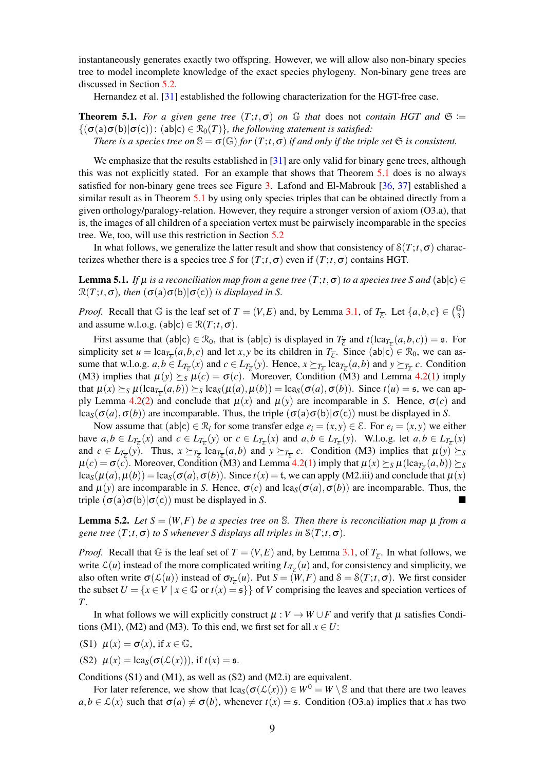instantaneously generates exactly two offspring. However, we will allow also non-binary species tree to model incomplete knowledge of the exact species phylogeny. Non-binary gene trees are discussed in Section 5.2.

Hernandez et al. [31] established the following characterization for the HGT-free case.

**Theorem 5.1.** *For a given gene tree $(T;t,\sigma)$ on $\mathbb{G}$ that* does not *contain HGT and $\mathfrak{S} := \{(\sigma(\mathsf{a})\sigma(\mathsf{b})|\sigma(\mathsf{c}))\colon (\mathsf{ab}|\mathsf{c}) \in \mathcal{R}_0(T)\}$, the following statement is satisfied:*
*There is a species tree on $\mathbb{S} = \sigma(\mathbb{G})$ for $(T;t,\sigma)$ if and only if the triple set $\mathfrak{S}$ is consistent.*

We emphasize that the results established in [31] are only valid for binary gene trees, although this was not explicitly stated. For an example that shows that Theorem 5.1 does is no always satisfied for non-binary gene trees see Figure 3. Lafond and El-Mabrouk [36, 37] established a similar result as in Theorem 5.1 by using only species triples that can be obtained directly from a given orthology/paralogy-relation. However, they require a stronger version of axiom (O3.a), that is, the images of all children of a speciation vertex must be pairwisely incomparable in the species tree. We, too, will use this restriction in Section 5.2

In what follows, we generalize the latter result and show that consistency of $\mathbb{S}(T;t,\sigma)$ characterizes whether there is a species tree $S$ for $(T;t,\sigma)$ even if $(T;t,\sigma)$ contains HGT.

**Lemma 5.1.** *If $\mu$ is a reconciliation map from a gene tree $(T;t,\sigma)$ to a species tree $S$ and $(\mathsf{ab}|\mathsf{c}) \in \mathcal{R}(T;t,\sigma)$, then $(\sigma(\mathsf{a})\sigma(\mathsf{b})|\sigma(\mathsf{c}))$ is displayed in $S$.*

*Proof.* Recall that $\mathbb{G}$ is the leaf set of $T = (V,E)$ and, by Lemma 3.1, of $T_{\overline{\mathcal{E}}}$. Let $\{a,b,c\} \in \binom{\mathbb{G}}{3}$ and assume w.l.o.g. $(\mathsf{ab}|\mathsf{c}) \in \mathcal{R}(T;t,\sigma)$.

First assume that $(\mathsf{ab}|\mathsf{c}) \in \mathcal{R}_0$, that is $(\mathsf{ab}|\mathsf{c})$ is displayed in $T_{\overline{\mathcal{E}}}$ and $t(\operatorname{lca}_{T_{\overline{\mathcal{E}}}}(a,b,c)) = \mathfrak{s}$. For simplicity set $u = \operatorname{lca}_{T_{\overline{\mathcal{E}}}}(a,b,c)$ and let $x,y$ be its children in $T_{\overline{\mathcal{E}}}$. Since $(\mathsf{ab}|\mathsf{c}) \in \mathcal{R}_0$, we can assume that w.l.o.g. $a,b \in L_{T_{\overline{\mathcal{E}}}}(x)$ and $c \in L_{T_{\overline{\mathcal{E}}}}(y)$. Hence, $x \succeq_{T_{\overline{\mathcal{E}}}} \operatorname{lca}_{T_{\overline{\mathcal{E}}}}(a,b)$ and $y \succeq_{T_{\overline{\mathcal{E}}}} c$. Condition (M3) implies that $\mu(y) \succeq_S \mu(c) = \sigma(c)$. Moreover, Condition (M3) and Lemma 4.2(1) imply that $\mu(x) \succeq_S \mu(\operatorname{lca}_{T_{\overline{\mathcal{E}}}}(a,b)) \succeq_S \operatorname{lca}_S(\mu(a),\mu(b)) = \operatorname{lca}_S(\sigma(a),\sigma(b))$. Since $t(u) = \mathfrak{s}$, we can apply Lemma 4.2(2) and conclude that $\mu(x)$ and $\mu(y)$ are incomparable in $S$. Hence, $\sigma(c)$ and $\operatorname{lca}_S(\sigma(a),\sigma(b))$ are incomparable. Thus, the triple $(\sigma(\mathsf{a})\sigma(\mathsf{b})|\sigma(\mathsf{c}))$ must be displayed in $S$.

Now assume that $(\mathsf{ab}|\mathsf{c}) \in \mathcal{R}_i$ for some transfer edge $e_i = (x,y) \in \mathcal{E}$. For $e_i = (x,y)$ we either have $a,b \in L_{T_{\overline{\mathcal{E}}}}(x)$ and $c \in L_{T_{\overline{\mathcal{E}}}}(y)$ or $c \in L_{T_{\overline{\mathcal{E}}}}(x)$ and $a,b \in L_{T_{\overline{\mathcal{E}}}}(y)$. W.l.o.g. let $a,b \in L_{T_{\overline{\mathcal{E}}}}(x)$ and $c \in L_{T_{\overline{\mathcal{E}}}}(y)$. Thus, $x \succeq_{T_{\overline{\mathcal{E}}}} \operatorname{lca}_{T_{\overline{\mathcal{E}}}}(a,b)$ and $y \succeq_{T_{\overline{\mathcal{E}}}} c$. Condition (M3) implies that $\mu(y) \succeq_S \mu(c) = \sigma(c)$. Moreover, Condition (M3) and Lemma 4.2(1) imply that $\mu(x) \succeq_S \mu(\operatorname{lca}_{T_{\overline{\mathcal{E}}}}(a,b)) \succeq_S \operatorname{lca}_S(\mu(a),\mu(b)) = \operatorname{lca}_S(\sigma(a),\sigma(b))$. Since $t(x) = \mathfrak{t}$, we can apply (M2.iii) and conclude that $\mu(x)$ and $\mu(y)$ are incomparable in $S$. Hence, $\sigma(c)$ and $\operatorname{lca}_S(\sigma(a),\sigma(b))$ are incomparable. Thus, the triple $(\sigma(\mathsf{a})\sigma(\mathsf{b})|\sigma(\mathsf{c}))$ must be displayed in $S$. ∎

**Lemma 5.2.** *Let $S = (W,F)$ be a species tree on $\mathbb{S}$. Then there is reconciliation map $\mu$ from a gene tree $(T;t,\sigma)$ to $S$ whenever $S$ displays all triples in $\mathbb{S}(T;t,\sigma)$.*

*Proof.* Recall that $\mathbb{G}$ is the leaf set of $T = (V,E)$ and, by Lemma 3.1, of $T_{\overline{\mathcal{E}}}$. In what follows, we write $\mathcal{L}(u)$ instead of the more complicated writing $L_{T_{\overline{\mathcal{E}}}}(u)$ and, for consistency and simplicity, we also often write $\sigma(\mathcal{L}(u))$ instead of $\sigma_{T_{\overline{\mathcal{E}}}}(u)$. Put $S = (W,F)$ and $\mathbb{S} = \mathbb{S}(T;t,\sigma)$. We first consider the subset $U = \{x \in V \mid x \in \mathbb{G} \text{ or } t(x) = \mathfrak{s}\}\}$ of $V$ comprising the leaves and speciation vertices of $T$.

In what follows we will explicitly construct $\mu : V \to W \cup F$ and verify that $\mu$ satisfies Conditions (M1), (M2) and (M3). To this end, we first set for all $x \in U$:

(S1) $\mu(x) = \sigma(x)$, if $x \in \mathbb{G}$,

(S2) $\mu(x) = \operatorname{lca}_S(\sigma(\mathcal{L}(x)))$, if $t(x) = \mathfrak{s}$.

Conditions (S1) and (M1), as well as (S2) and (M2.i) are equivalent.

For later reference, we show that $\operatorname{lca}_S(\sigma(\mathcal{L}(x))) \in W^0 = W \setminus \mathbb{S}$ and that there are two leaves $a,b \in \mathcal{L}(x)$ such that $\sigma(a) \neq \sigma(b)$, whenever $t(x) = \mathfrak{s}$. Condition (O3.a) implies that $x$ has two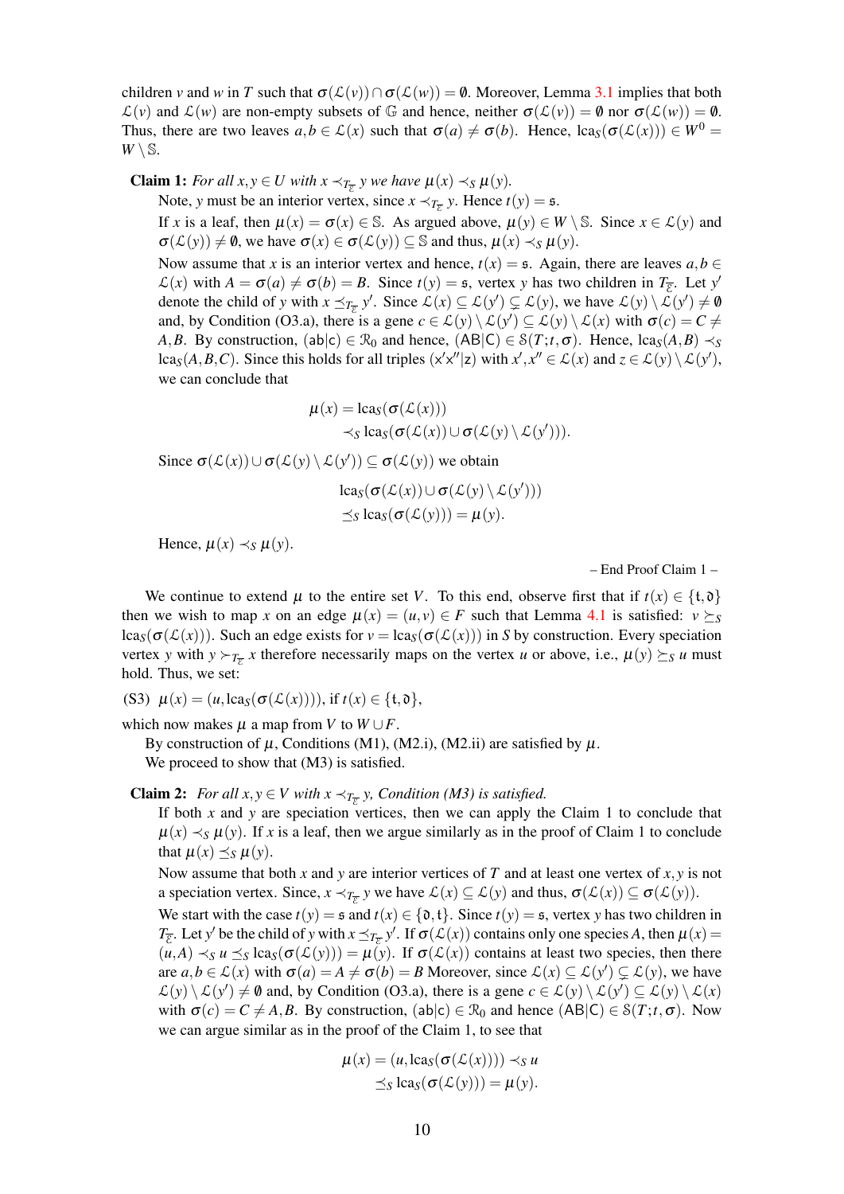children $v$ and $w$ in $T$ such that $\sigma(\mathcal{L}(v)) \cap \sigma(\mathcal{L}(w)) = \emptyset$. Moreover, Lemma 3.1 implies that both $\mathcal{L}(v)$ and $\mathcal{L}(w)$ are non-empty subsets of $\mathbb{G}$ and hence, neither $\sigma(\mathcal{L}(v)) = \emptyset$ nor $\sigma(\mathcal{L}(w)) = \emptyset$. Thus, there are two leaves $a, b \in \mathcal{L}(x)$ such that $\sigma(a) \neq \sigma(b)$. Hence, $\operatorname{lca}_S(\sigma(\mathcal{L}(x))) \in W^0 = W \setminus \mathbb{S}$.

**Claim 1:** *For all $x, y \in U$ with $x \prec_{T_{\overline{\mathcal{E}}}} y$ we have $\mu(x) \prec_S \mu(y)$.*

Note, $y$ must be an interior vertex, since $x \prec_{T_{\overline{\mathcal{E}}}} y$. Hence $t(y) = \mathfrak{s}$.

If $x$ is a leaf, then $\mu(x) = \sigma(x) \in \mathbb{S}$. As argued above, $\mu(y) \in W \setminus \mathbb{S}$. Since $x \in \mathcal{L}(y)$ and $\sigma(\mathcal{L}(y)) \neq \emptyset$, we have $\sigma(x) \in \sigma(\mathcal{L}(y)) \subseteq \mathbb{S}$ and thus, $\mu(x) \prec_S \mu(y)$.

Now assume that $x$ is an interior vertex and hence, $t(x) = \mathfrak{s}$. Again, there are leaves $a, b \in \mathcal{L}(x)$ with $A = \sigma(a) \neq \sigma(b) = B$. Since $t(y) = \mathfrak{s}$, vertex $y$ has two children in $T_{\overline{\mathcal{E}}}$. Let $y'$ denote the child of $y$ with $x \preceq_{T_{\overline{\mathcal{E}}}} y'$. Since $\mathcal{L}(x) \subseteq \mathcal{L}(y') \subsetneq \mathcal{L}(y)$, we have $\mathcal{L}(y) \setminus \mathcal{L}(y') \neq \emptyset$ and, by Condition (O3.a), there is a gene $c \in \mathcal{L}(y) \setminus \mathcal{L}(y') \subseteq \mathcal{L}(y) \setminus \mathcal{L}(x)$ with $\sigma(c) = C \neq A, B$. By construction, $(\mathsf{ab}|\mathsf{c}) \in \mathcal{R}_0$ and hence, $(\mathsf{AB}|\mathsf{C}) \in \mathcal{S}(T; t, \sigma)$. Hence, $\operatorname{lca}_S(A, B) \prec_S \operatorname{lca}_S(A, B, C)$. Since this holds for all triples $(\mathsf{x}'\mathsf{x}''|\mathsf{z})$ with $x', x'' \in \mathcal{L}(x)$ and $z \in \mathcal{L}(y) \setminus \mathcal{L}(y')$, we can conclude that

$$\begin{aligned}\mu(x) &= \operatorname{lca}_S(\sigma(\mathcal{L}(x))) \\ &\prec_S \operatorname{lca}_S(\sigma(\mathcal{L}(x)) \cup \sigma(\mathcal{L}(y) \setminus \mathcal{L}(y'))).\end{aligned}$$

Since $\sigma(\mathcal{L}(x)) \cup \sigma(\mathcal{L}(y) \setminus \mathcal{L}(y')) \subseteq \sigma(\mathcal{L}(y))$ we obtain

$$\begin{aligned}&\operatorname{lca}_S(\sigma(\mathcal{L}(x)) \cup \sigma(\mathcal{L}(y) \setminus \mathcal{L}(y'))) \\ &\preceq_S \operatorname{lca}_S(\sigma(\mathcal{L}(y))) = \mu(y).\end{aligned}$$

Hence, $\mu(x) \prec_S \mu(y)$.

– End Proof Claim 1 –

We continue to extend $\mu$ to the entire set $V$. To this end, observe first that if $t(x) \in \{\mathfrak{t}, \mathfrak{d}\}$ then we wish to map $x$ on an edge $\mu(x) = (u, v) \in F$ such that Lemma 4.1 is satisfied: $v \succeq_S \operatorname{lca}_S(\sigma(\mathcal{L}(x)))$. Such an edge exists for $v = \operatorname{lca}_S(\sigma(\mathcal{L}(x)))$ in $S$ by construction. Every speciation vertex $y$ with $y \succ_{T_{\overline{\mathcal{E}}}} x$ therefore necessarily maps on the vertex $u$ or above, i.e., $\mu(y) \succeq_S u$ must hold. Thus, we set:

(S3) $\mu(x) = (u, \operatorname{lca}_S(\sigma(\mathcal{L}(x))))$, if $t(x) \in \{\mathfrak{t}, \mathfrak{d}\}$,

which now makes $\mu$ a map from $V$ to $W \cup F$.

By construction of $\mu$, Conditions (M1), (M2.i), (M2.ii) are satisfied by $\mu$.

We proceed to show that (M3) is satisfied.

**Claim 2:** *For all $x, y \in V$ with $x \prec_{T_{\overline{\mathcal{E}}}} y$, Condition (M3) is satisfied.*

If both $x$ and $y$ are speciation vertices, then we can apply the Claim 1 to conclude that $\mu(x) \prec_S \mu(y)$. If $x$ is a leaf, then we argue similarly as in the proof of Claim 1 to conclude that $\mu(x) \preceq_S \mu(y)$.

Now assume that both $x$ and $y$ are interior vertices of $T$ and at least one vertex of $x, y$ is not a speciation vertex. Since, $x \prec_{T_{\overline{\mathcal{E}}}} y$ we have $\mathcal{L}(x) \subseteq \mathcal{L}(y)$ and thus, $\sigma(\mathcal{L}(x)) \subseteq \sigma(\mathcal{L}(y))$.

We start with the case $t(y) = \mathfrak{s}$ and $t(x) \in \{\mathfrak{d}, \mathfrak{t}\}$. Since $t(y) = \mathfrak{s}$, vertex $y$ has two children in $T_{\overline{\mathcal{E}}}$. Let $y'$ be the child of $y$ with $x \preceq_{T_{\overline{\mathcal{E}}}} y'$. If $\sigma(\mathcal{L}(x))$ contains only one species $A$, then $\mu(x) = (u, A) \prec_S u \preceq_S \operatorname{lca}_S(\sigma(\mathcal{L}(y))) = \mu(y)$. If $\sigma(\mathcal{L}(x))$ contains at least two species, then there are $a, b \in \mathcal{L}(x)$ with $\sigma(a) = A \neq \sigma(b) = B$ Moreover, since $\mathcal{L}(x) \subseteq \mathcal{L}(y') \subsetneq \mathcal{L}(y)$, we have $\mathcal{L}(y) \setminus \mathcal{L}(y') \neq \emptyset$ and, by Condition (O3.a), there is a gene $c \in \mathcal{L}(y) \setminus \mathcal{L}(y') \subseteq \mathcal{L}(y) \setminus \mathcal{L}(x)$ with $\sigma(c) = C \neq A, B$. By construction, $(\mathsf{ab}|\mathsf{c}) \in \mathcal{R}_0$ and hence $(\mathsf{AB}|\mathsf{C}) \in \mathcal{S}(T; t, \sigma)$. Now we can argue similar as in the proof of the Claim 1, to see that

$$\begin{aligned}\mu(x) &= (u, \operatorname{lca}_S(\sigma(\mathcal{L}(x)))) \prec_S u \\ &\preceq_S \operatorname{lca}_S(\sigma(\mathcal{L}(y))) = \mu(y).\end{aligned}$$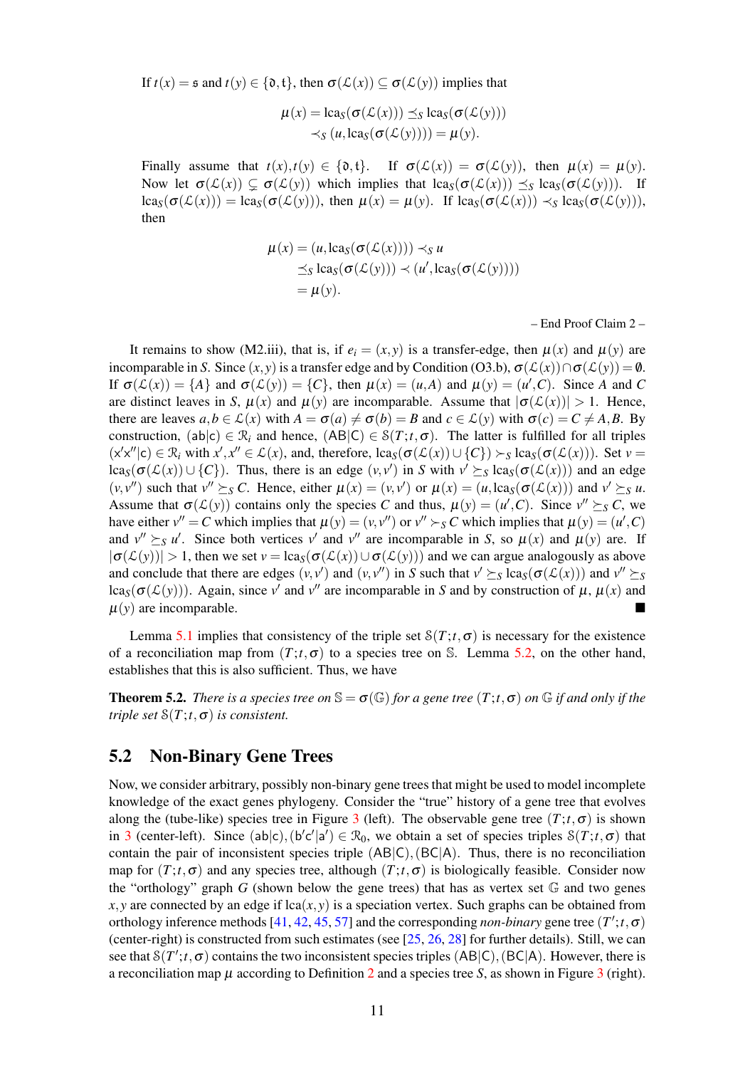If $t(x) = \mathfrak{s}$ and $t(y) \in \{\mathfrak{d}, \mathfrak{t}\}$, then $\sigma(\mathcal{L}(x)) \subseteq \sigma(\mathcal{L}(y))$ implies that

$$\mu(x) = \mathrm{lca}_S(\sigma(\mathcal{L}(x))) \preceq_S \mathrm{lca}_S(\sigma(\mathcal{L}(y)))$$
$$\prec_S (u, \mathrm{lca}_S(\sigma(\mathcal{L}(y)))) = \mu(y).$$

Finally assume that $t(x), t(y) \in \{\mathfrak{d}, \mathfrak{t}\}$. If $\sigma(\mathcal{L}(x)) = \sigma(\mathcal{L}(y))$, then $\mu(x) = \mu(y)$. Now let $\sigma(\mathcal{L}(x)) \subsetneq \sigma(\mathcal{L}(y))$ which implies that $\mathrm{lca}_S(\sigma(\mathcal{L}(x))) \preceq_S \mathrm{lca}_S(\sigma(\mathcal{L}(y)))$. If $\mathrm{lca}_S(\sigma(\mathcal{L}(x))) = \mathrm{lca}_S(\sigma(\mathcal{L}(y)))$, then $\mu(x) = \mu(y)$. If $\mathrm{lca}_S(\sigma(\mathcal{L}(x))) \prec_S \mathrm{lca}_S(\sigma(\mathcal{L}(y)))$, then

$$\mu(x) = (u, \mathrm{lca}_S(\sigma(\mathcal{L}(x)))) \prec_S u$$
$$\preceq_S \mathrm{lca}_S(\sigma(\mathcal{L}(y))) \prec (u', \mathrm{lca}_S(\sigma(\mathcal{L}(y))))$$
$$= \mu(y).$$

– End Proof Claim 2 –

It remains to show (M2.iii), that is, if $e_i = (x,y)$ is a transfer-edge, then $\mu(x)$ and $\mu(y)$ are incomparable in $S$. Since $(x,y)$ is a transfer edge and by Condition (O3.b), $\sigma(\mathcal{L}(x)) \cap \sigma(\mathcal{L}(y)) = \emptyset$. If $\sigma(\mathcal{L}(x)) = \{A\}$ and $\sigma(\mathcal{L}(y)) = \{C\}$, then $\mu(x) = (u, A)$ and $\mu(y) = (u', C)$. Since $A$ and $C$ are distinct leaves in $S$, $\mu(x)$ and $\mu(y)$ are incomparable. Assume that $|\sigma(\mathcal{L}(x))| > 1$. Hence, there are leaves $a, b \in \mathcal{L}(x)$ with $A = \sigma(a) \neq \sigma(b) = B$ and $c \in \mathcal{L}(y)$ with $\sigma(c) = C \neq A, B$. By construction, $(\mathsf{ab}|\mathsf{c}) \in \mathcal{R}_i$ and hence, $(\mathsf{AB}|\mathsf{C}) \in \mathbb{S}(T;t,\sigma)$. The latter is fulfilled for all triples $(\mathsf{x'x''}|\mathsf{c}) \in \mathcal{R}_i$ with $x', x'' \in \mathcal{L}(x)$, and, therefore, $\mathrm{lca}_S(\sigma(\mathcal{L}(x)) \cup \{C\}) \succ_S \mathrm{lca}_S(\sigma(\mathcal{L}(x)))$. Set $v = \mathrm{lca}_S(\sigma(\mathcal{L}(x)) \cup \{C\})$. Thus, there is an edge $(v, v')$ in $S$ with $v' \succeq_S \mathrm{lca}_S(\sigma(\mathcal{L}(x)))$ and an edge $(v, v'')$ such that $v'' \succeq_S C$. Hence, either $\mu(x) = (v, v')$ or $\mu(x) = (u, \mathrm{lca}_S(\sigma(\mathcal{L}(x)))$ and $v' \succeq_S u$. Assume that $\sigma(\mathcal{L}(y))$ contains only the species $C$ and thus, $\mu(y) = (u', C)$. Since $v'' \succeq_S C$, we have either $v'' = C$ which implies that $\mu(y) = (v, v'')$ or $v'' \succ_S C$ which implies that $\mu(y) = (u', C)$ and $v'' \succeq_S u'$. Since both vertices $v'$ and $v''$ are incomparable in $S$, so $\mu(x)$ and $\mu(y)$ are. If $|\sigma(\mathcal{L}(y))| > 1$, then we set $v = \mathrm{lca}_S(\sigma(\mathcal{L}(x)) \cup \sigma(\mathcal{L}(y)))$ and we can argue analogously as above and conclude that there are edges $(v, v')$ and $(v, v'')$ in $S$ such that $v' \succeq_S \mathrm{lca}_S(\sigma(\mathcal{L}(x)))$ and $v'' \succeq_S \mathrm{lca}_S(\sigma(\mathcal{L}(y)))$. Again, since $v'$ and $v''$ are incomparable in $S$ and by construction of $\mu$, $\mu(x)$ and $\mu(y)$ are incomparable. ∎

Lemma 5.1 implies that consistency of the triple set $\mathbb{S}(T;t,\sigma)$ is necessary for the existence of a reconciliation map from $(T;t,\sigma)$ to a species tree on $\mathbb{S}$. Lemma 5.2, on the other hand, establishes that this is also sufficient. Thus, we have

**Theorem 5.2.** *There is a species tree on $\mathbb{S} = \sigma(\mathbb{G})$ for a gene tree $(T;t,\sigma)$ on $\mathbb{G}$ if and only if the triple set $\mathbb{S}(T;t,\sigma)$ is consistent.*

## 5.2 Non-Binary Gene Trees

Now, we consider arbitrary, possibly non-binary gene trees that might be used to model incomplete knowledge of the exact genes phylogeny. Consider the "true" history of a gene tree that evolves along the (tube-like) species tree in Figure 3 (left). The observable gene tree $(T;t,\sigma)$ is shown in 3 (center-left). Since $(\mathsf{ab}|\mathsf{c}), (\mathsf{b'c'}|\mathsf{a'}) \in \mathcal{R}_0$, we obtain a set of species triples $\mathbb{S}(T;t,\sigma)$ that contain the pair of inconsistent species triple $(\mathsf{AB}|\mathsf{C}), (\mathsf{BC}|\mathsf{A})$. Thus, there is no reconciliation map for $(T;t,\sigma)$ and any species tree, although $(T;t,\sigma)$ is biologically feasible. Consider now the "orthology" graph $G$ (shown below the gene trees) that has as vertex set $\mathbb{G}$ and two genes $x, y$ are connected by an edge if $\mathrm{lca}(x,y)$ is a speciation vertex. Such graphs can be obtained from orthology inference methods [41, 42, 45, 57] and the corresponding *non-binary* gene tree $(T';t,\sigma)$ (center-right) is constructed from such estimates (see [25, 26, 28] for further details). Still, we can see that $\mathbb{S}(T';t,\sigma)$ contains the two inconsistent species triples $(\mathsf{AB}|\mathsf{C}), (\mathsf{BC}|\mathsf{A})$. However, there is a reconciliation map $\mu$ according to Definition 2 and a species tree $S$, as shown in Figure 3 (right).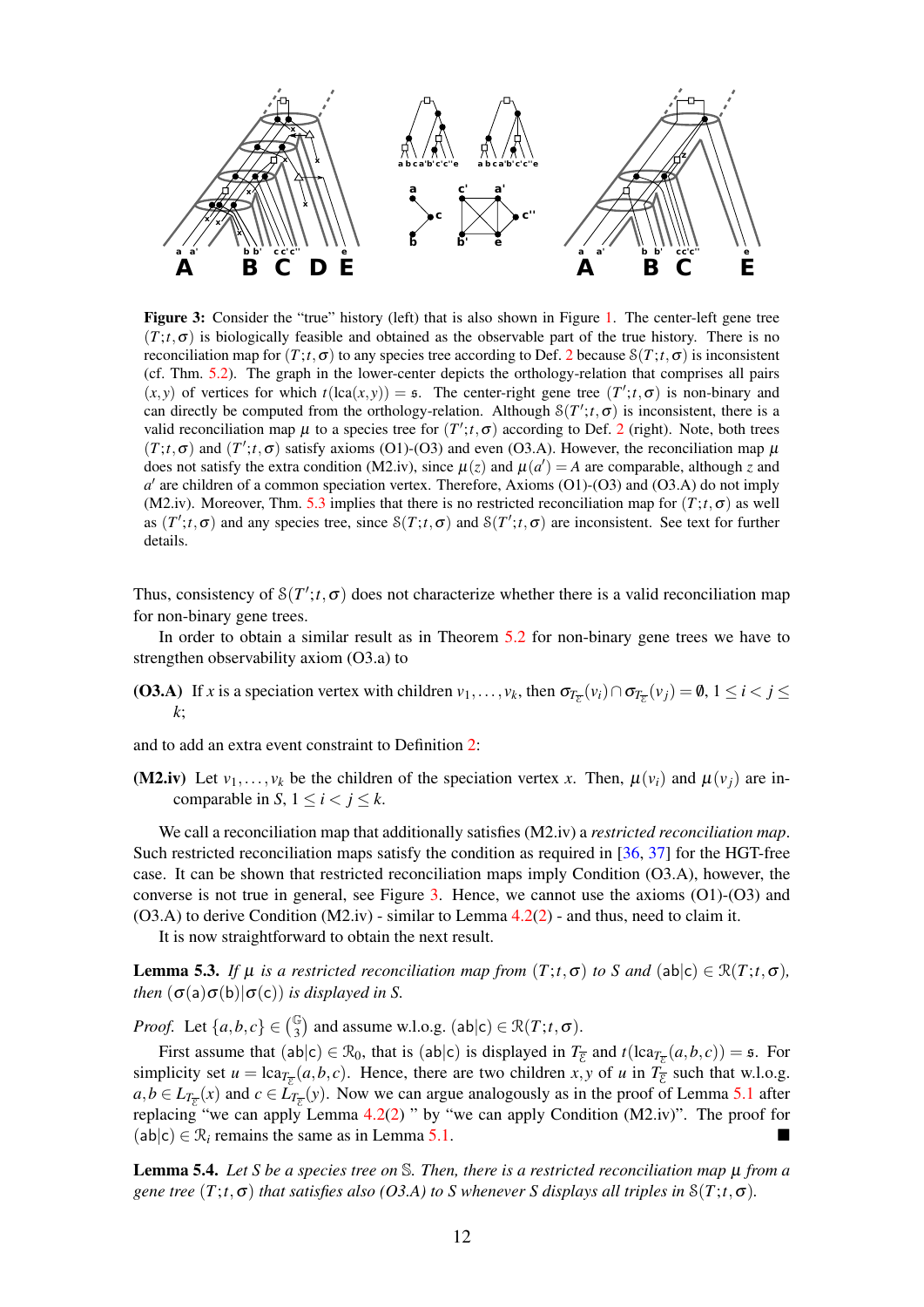**Figure 3:** Consider the "true" history (left) that is also shown in Figure 1. The center-left gene tree $(T;t,\sigma)$ is biologically feasible and obtained as the observable part of the true history. There is no reconciliation map for $(T;t,\sigma)$ to any species tree according to Def. 2 because $\mathbb{S}(T;t,\sigma)$ is inconsistent (cf. Thm. 5.2). The graph in the lower-center depicts the orthology-relation that comprises all pairs $(x,y)$ of vertices for which $t(\text{lca}(x,y)) = \mathfrak{s}$. The center-right gene tree $(T';t,\sigma)$ is non-binary and can directly be computed from the orthology-relation. Although $\mathbb{S}(T';t,\sigma)$ is inconsistent, there is a valid reconciliation map $\mu$ to a species tree for $(T';t,\sigma)$ according to Def. 2 (right). Note, both trees $(T;t,\sigma)$ and $(T';t,\sigma)$ satisfy axioms (O1)-(O3) and even (O3.A). However, the reconciliation map $\mu$ does not satisfy the extra condition (M2.iv), since $\mu(z)$ and $\mu(a') = A$ are comparable, although $z$ and $a'$ are children of a common speciation vertex. Therefore, Axioms (O1)-(O3) and (O3.A) do not imply (M2.iv). Moreover, Thm. 5.3 implies that there is no restricted reconciliation map for $(T;t,\sigma)$ as well as $(T';t,\sigma)$ and any species tree, since $\mathbb{S}(T;t,\sigma)$ and $\mathbb{S}(T';t,\sigma)$ are inconsistent. See text for further details.

Thus, consistency of $\mathbb{S}(T';t,\sigma)$ does not characterize whether there is a valid reconciliation map for non-binary gene trees.

In order to obtain a similar result as in Theorem 5.2 for non-binary gene trees we have to strengthen observability axiom (O3.a) to

**(O3.A)** If $x$ is a speciation vertex with children $v_1,\dots,v_k$, then $\sigma_{T_{\overline{\mathcal{E}}}}(v_i) \cap \sigma_{T_{\overline{\mathcal{E}}}}(v_j) = \emptyset$, $1 \le i < j \le k$;

and to add an extra event constraint to Definition 2:

**(M2.iv)** Let $v_1,\dots,v_k$ be the children of the speciation vertex $x$. Then, $\mu(v_i)$ and $\mu(v_j)$ are incomparable in $S$, $1 \le i < j \le k$.

We call a reconciliation map that additionally satisfies (M2.iv) a *restricted reconciliation map*. Such restricted reconciliation maps satisfy the condition as required in [36, 37] for the HGT-free case. It can be shown that restricted reconciliation maps imply Condition (O3.A), however, the converse is not true in general, see Figure 3. Hence, we cannot use the axioms (O1)-(O3) and (O3.A) to derive Condition (M2.iv) - similar to Lemma 4.2(2) - and thus, need to claim it.

It is now straightforward to obtain the next result.

**Lemma 5.3.** *If $\mu$ is a restricted reconciliation map from $(T;t,\sigma)$ to $S$ and $(\mathsf{ab}|\mathsf{c}) \in \mathcal{R}(T;t,\sigma)$, then $(\sigma(\mathsf{a})\sigma(\mathsf{b})|\sigma(\mathsf{c}))$ is displayed in $S$.*

*Proof.* Let $\{a,b,c\} \in \binom{\mathbb{G}}{3}$ and assume w.l.o.g. $(\mathsf{ab}|\mathsf{c}) \in \mathcal{R}(T;t,\sigma)$.

First assume that $(\mathsf{ab}|\mathsf{c}) \in \mathcal{R}_0$, that is $(\mathsf{ab}|\mathsf{c})$ is displayed in $T_{\overline{\mathcal{E}}}$ and $t(\text{lca}_{T_{\overline{\mathcal{E}}}}(a,b,c)) = \mathfrak{s}$. For simplicity set $u = \text{lca}_{T_{\overline{\mathcal{E}}}}(a,b,c)$. Hence, there are two children $x,y$ of $u$ in $T_{\overline{\mathcal{E}}}$ such that w.l.o.g. $a,b \in L_{T_{\overline{\mathcal{E}}}}(x)$ and $c \in L_{T_{\overline{\mathcal{E}}}}(y)$. Now we can argue analogously as in the proof of Lemma 5.1 after replacing "we can apply Lemma 4.2(2) " by "we can apply Condition (M2.iv)". The proof for $(\mathsf{ab}|\mathsf{c}) \in \mathcal{R}_i$ remains the same as in Lemma 5.1. ∎

**Lemma 5.4.** *Let $S$ be a species tree on $\mathbb{S}$. Then, there is a restricted reconciliation map $\mu$ from a gene tree $(T;t,\sigma)$ that satisfies also (O3.A) to $S$ whenever $S$ displays all triples in $\mathbb{S}(T;t,\sigma)$.*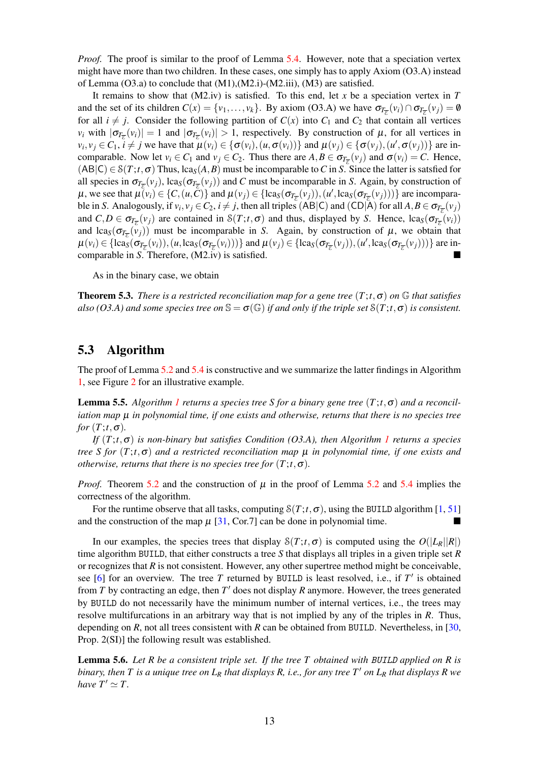*Proof.* The proof is similar to the proof of Lemma 5.4. However, note that a speciation vertex might have more than two children. In these cases, one simply has to apply Axiom (O3.A) instead of Lemma (O3.a) to conclude that (M1),(M2.i)-(M2.iii), (M3) are satisfied.

It remains to show that (M2.iv) is satisfied. To this end, let $x$ be a speciation vertex in $T$ and the set of its children $C(x) = \{v_1, \dots, v_k\}$. By axiom (O3.A) we have $\sigma_{T_{\overline{\mathcal{E}}}}(v_i) \cap \sigma_{T_{\overline{\mathcal{E}}}}(v_j) = \emptyset$ for all $i \neq j$. Consider the following partition of $C(x)$ into $C_1$ and $C_2$ that contain all vertices $v_i$ with $|\sigma_{T_{\overline{\mathcal{E}}}}(v_i)| = 1$ and $|\sigma_{T_{\overline{\mathcal{E}}}}(v_i)| > 1$, respectively. By construction of $\mu$, for all vertices in $v_i, v_j \in C_1$, $i \neq j$ we have that $\mu(v_i) \in \{\sigma(v_i), (u, \sigma(v_i))\}$ and $\mu(v_j) \in \{\sigma(v_j), (u', \sigma(v_j))\}$ are incomparable. Now let $v_i \in C_1$ and $v_j \in C_2$. Thus there are $A, B \in \sigma_{T_{\overline{\mathcal{E}}}}(v_j)$ and $\sigma(v_i) = C$. Hence, $(\mathsf{AB}|\mathsf{C}) \in \mathcal{S}(T;t,\sigma)$ Thus, $\mathrm{lca}_S(A,B)$ must be incomparable to $C$ in $S$. Since the latter is satsfied for all species in $\sigma_{T_{\overline{\mathcal{E}}}}(v_j)$, $\mathrm{lca}_S(\sigma_{T_{\overline{\mathcal{E}}}}(v_j))$ and $C$ must be incomparable in $S$. Again, by construction of $\mu$, we see that $\mu(v_i) \in \{C, (u, C)\}$ and $\mu(v_j) \in \{\mathrm{lca}_S(\sigma_{T_{\overline{\mathcal{E}}}}(v_j)), (u', \mathrm{lca}_S(\sigma_{T_{\overline{\mathcal{E}}}}(v_j)))\}$ are incomparable in $S$. Analogously, if $v_i, v_j \in C_2$, $i \neq j$, then all triples $(\mathsf{AB}|\mathsf{C})$ and $(\mathsf{CD}|\mathsf{A})$ for all $A, B \in \sigma_{T_{\overline{\mathcal{E}}}}(v_j)$ and $C, D \in \sigma_{T_{\overline{\mathcal{E}}}}(v_j)$ are contained in $\mathcal{S}(T;t,\sigma)$ and thus, displayed by $S$. Hence, $\mathrm{lca}_S(\sigma_{T_{\overline{\mathcal{E}}}}(v_i))$ and $\mathrm{lca}_S(\sigma_{T_{\overline{\mathcal{E}}}}(v_j))$ must be incomparable in $S$. Again, by construction of $\mu$, we obtain that $\mu(v_i) \in \{\mathrm{lca}_S(\sigma_{T_{\overline{\mathcal{E}}}}(v_i)), (u, \mathrm{lca}_S(\sigma_{T_{\overline{\mathcal{E}}}}(v_i)))\}$ and $\mu(v_j) \in \{\mathrm{lca}_S(\sigma_{T_{\overline{\mathcal{E}}}}(v_j)), (u', \mathrm{lca}_S(\sigma_{T_{\overline{\mathcal{E}}}}(v_j)))\}$ are incomparable in $S$. Therefore, (M2.iv) is satisfied. ■

As in the binary case, we obtain

**Theorem 5.3.** *There is a restricted reconciliation map for a gene tree $(T;t,\sigma)$ on $\mathbb{G}$ that satisfies also (O3.A) and some species tree on $\mathbb{S} = \sigma(\mathbb{G})$ if and only if the triple set $\mathcal{S}(T;t,\sigma)$ is consistent.*

## 5.3 Algorithm

The proof of Lemma 5.2 and 5.4 is constructive and we summarize the latter findings in Algorithm 1, see Figure 2 for an illustrative example.

**Lemma 5.5.** *Algorithm 1 returns a species tree $S$ for a binary gene tree $(T;t,\sigma)$ and a reconciliation map $\mu$ in polynomial time, if one exists and otherwise, returns that there is no species tree for $(T;t,\sigma)$.*

*If $(T;t,\sigma)$ is non-binary but satisfies Condition (O3.A), then Algorithm 1 returns a species tree $S$ for $(T;t,\sigma)$ and a restricted reconciliation map $\mu$ in polynomial time, if one exists and otherwise, returns that there is no species tree for $(T;t,\sigma)$.*

*Proof.* Theorem 5.2 and the construction of $\mu$ in the proof of Lemma 5.2 and 5.4 implies the correctness of the algorithm.

For the runtime observe that all tasks, computing $\mathcal{S}(T;t,\sigma)$, using the `BUILD` algorithm [1, 51] and the construction of the map $\mu$ [31, Cor.7] can be done in polynomial time. ■

In our examples, the species trees that display $\mathcal{S}(T;t,\sigma)$ is computed using the $O(|L_R||R|)$ time algorithm `BUILD`, that either constructs a tree $S$ that displays all triples in a given triple set $R$ or recognizes that $R$ is not consistent. However, any other supertree method might be conceivable, see [6] for an overview. The tree $T$ returned by `BUILD` is least resolved, i.e., if $T'$ is obtained from $T$ by contracting an edge, then $T'$ does not display $R$ anymore. However, the trees generated by `BUILD` do not necessarily have the minimum number of internal vertices, i.e., the trees may resolve multifurcations in an arbitrary way that is not implied by any of the triples in $R$. Thus, depending on $R$, not all trees consistent with $R$ can be obtained from `BUILD`. Nevertheless, in [30, Prop. 2(SI)] the following result was established.

**Lemma 5.6.** *Let $R$ be a consistent triple set. If the tree $T$ obtained with `BUILD` applied on $R$ is binary, then $T$ is a unique tree on $L_R$ that displays $R$, i.e., for any tree $T'$ on $L_R$ that displays $R$ we have $T' \simeq T$.*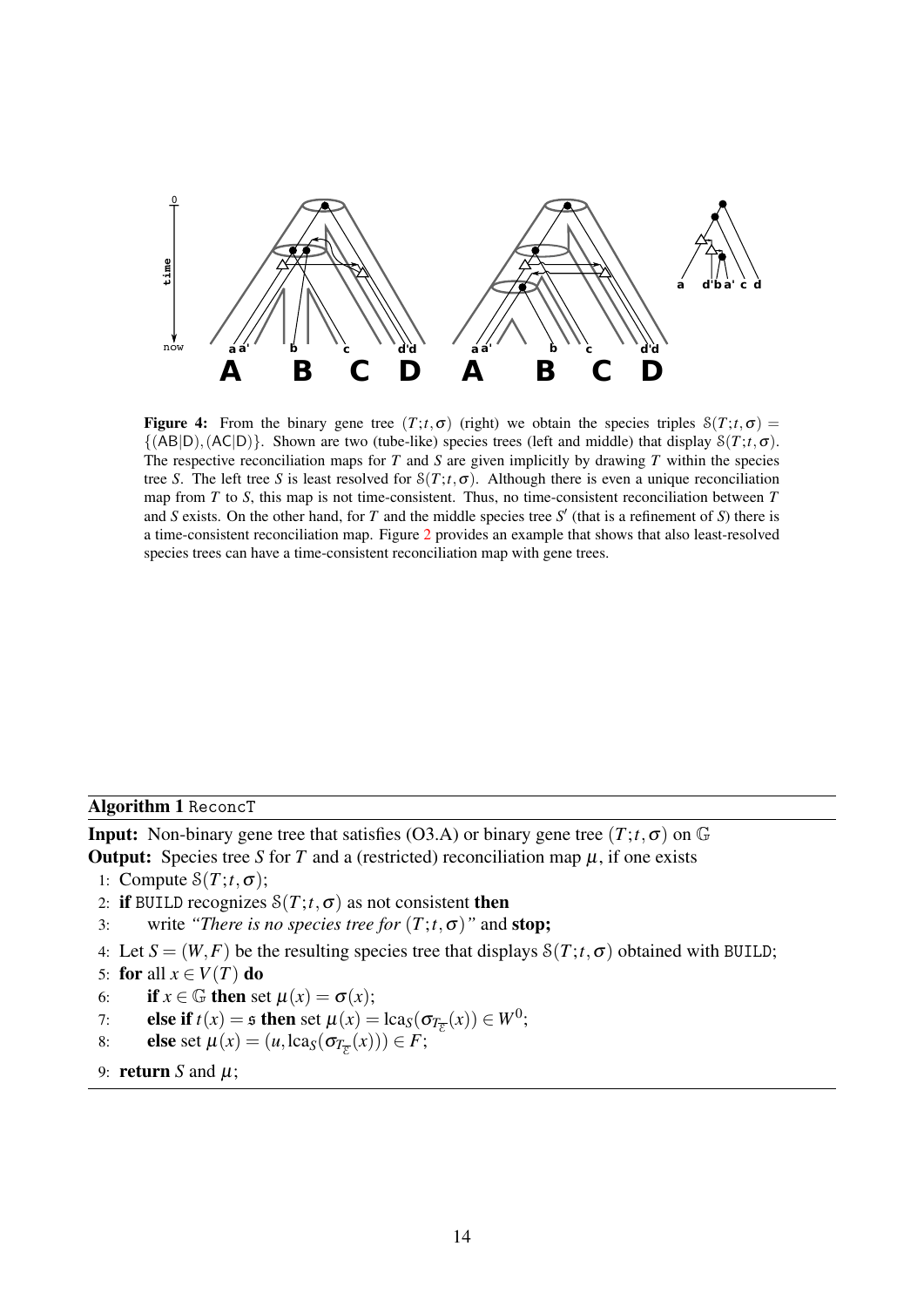**Figure 4:** From the binary gene tree $(T;t,\sigma)$ (right) we obtain the species triples $\mathcal{S}(T;t,\sigma) = \{(\mathsf{AB}|\mathsf{D}), (\mathsf{AC}|\mathsf{D})\}$. Shown are two (tube-like) species trees (left and middle) that display $\mathcal{S}(T;t,\sigma)$. The respective reconciliation maps for $T$ and $S$ are given implicitly by drawing $T$ within the species tree $S$. The left tree $S$ is least resolved for $\mathcal{S}(T;t,\sigma)$. Although there is even a unique reconciliation map from $T$ to $S$, this map is not time-consistent. Thus, no time-consistent reconciliation between $T$ and $S$ exists. On the other hand, for $T$ and the middle species tree $S'$ (that is a refinement of $S$) there is a time-consistent reconciliation map. Figure 2 provides an example that shows that also least-resolved species trees can have a time-consistent reconciliation map with gene trees.

**Algorithm 1** ReconcT

**Input:** Non-binary gene tree that satisfies (O3.A) or binary gene tree $(T;t,\sigma)$ on $\mathbb{G}$

**Output:** Species tree $S$ for $T$ and a (restricted) reconciliation map $\mu$, if one exists

1: Compute $\mathcal{S}(T;t,\sigma)$;
2: **if** BUILD recognizes $\mathcal{S}(T;t,\sigma)$ as not consistent **then**
3: &nbsp;&nbsp;&nbsp;&nbsp;write *"There is no species tree for* $(T;t,\sigma)$*"* and **stop;**
4: Let $S = (W,F)$ be the resulting species tree that displays $\mathcal{S}(T;t,\sigma)$ obtained with BUILD;
5: **for** all $x \in V(T)$ **do**
6: &nbsp;&nbsp;&nbsp;&nbsp;**if** $x \in \mathbb{G}$ **then** set $\mu(x) = \sigma(x)$;
7: &nbsp;&nbsp;&nbsp;&nbsp;**else if** $t(x) = \mathfrak{s}$ **then** set $\mu(x) = \mathrm{lca}_S(\sigma_{T_{\overline{\mathcal{E}}}}(x)) \in W^0$;
8: &nbsp;&nbsp;&nbsp;&nbsp;**else** set $\mu(x) = (u, \mathrm{lca}_S(\sigma_{T_{\overline{\mathcal{E}}}}(x))) \in F$;
9: **return** $S$ and $\mu$;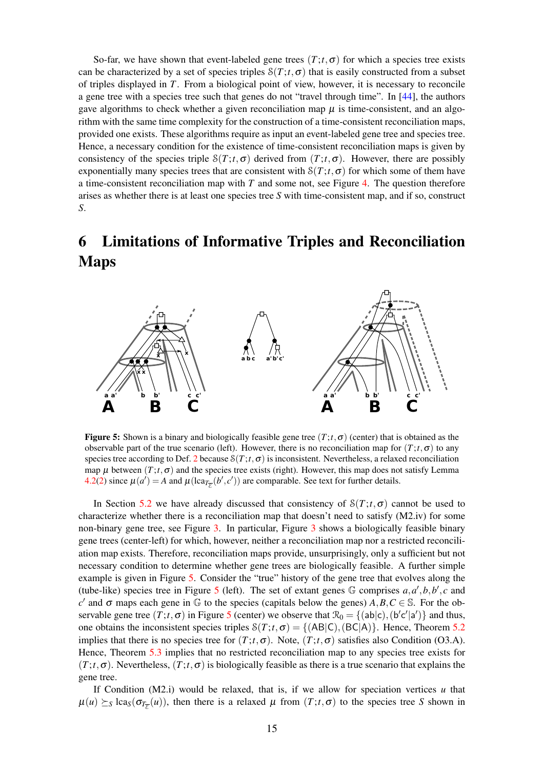So-far, we have shown that event-labeled gene trees $(T;t,\sigma)$ for which a species tree exists can be characterized by a set of species triples $\mathbb{S}(T;t,\sigma)$ that is easily constructed from a subset of triples displayed in $T$. From a biological point of view, however, it is necessary to reconcile a gene tree with a species tree such that genes do not "travel through time". In [44], the authors gave algorithms to check whether a given reconciliation map $\mu$ is time-consistent, and an algorithm with the same time complexity for the construction of a time-consistent reconciliation maps, provided one exists. These algorithms require as input an event-labeled gene tree and species tree. Hence, a necessary condition for the existence of time-consistent reconciliation maps is given by consistency of the species triple $\mathbb{S}(T;t,\sigma)$ derived from $(T;t,\sigma)$. However, there are possibly exponentially many species trees that are consistent with $\mathbb{S}(T;t,\sigma)$ for which some of them have a time-consistent reconciliation map with $T$ and some not, see Figure 4. The question therefore arises as whether there is at least one species tree $S$ with time-consistent map, and if so, construct $S$.

# 6 Limitations of Informative Triples and Reconciliation Maps

**Figure 5:** Shown is a binary and biologically feasible gene tree $(T;t,\sigma)$ (center) that is obtained as the observable part of the true scenario (left). However, there is no reconciliation map for $(T;t,\sigma)$ to any species tree according to Def. 2 because $\mathbb{S}(T;t,\sigma)$ is inconsistent. Nevertheless, a relaxed reconciliation map $\mu$ between $(T;t,\sigma)$ and the species tree exists (right). However, this map does not satisfy Lemma 4.2(2) since $\mu(a') = A$ and $\mu(\mathrm{lca}_{T_{\overline{\mathcal{E}}}}(b',c'))$ are comparable. See text for further details.

In Section 5.2 we have already discussed that consistency of $\mathbb{S}(T;t,\sigma)$ cannot be used to characterize whether there is a reconciliation map that doesn't need to satisfy (M2.iv) for some non-binary gene tree, see Figure 3. In particular, Figure 3 shows a biologically feasible binary gene trees (center-left) for which, however, neither a reconciliation map nor a restricted reconciliation map exists. Therefore, reconciliation maps provide, unsurprisingly, only a sufficient but not necessary condition to determine whether gene trees are biologically feasible. A further simple example is given in Figure 5. Consider the "true" history of the gene tree that evolves along the (tube-like) species tree in Figure 5 (left). The set of extant genes $\mathbb{G}$ comprises $a,a',b,b',c$ and $c'$ and $\sigma$ maps each gene in $\mathbb{G}$ to the species (capitals below the genes) $A,B,C \in \mathbb{S}$. For the observable gene tree $(T;t,\sigma)$ in Figure 5 (center) we observe that $\mathcal{R}_0 = \{(\mathsf{ab}|\mathsf{c}),(\mathsf{b'c'}|\mathsf{a'})\}$ and thus, one obtains the inconsistent species triples $\mathbb{S}(T;t,\sigma) = \{(\mathsf{AB}|\mathsf{C}),(\mathsf{BC}|\mathsf{A})\}$. Hence, Theorem 5.2 implies that there is no species tree for $(T;t,\sigma)$. Note, $(T;t,\sigma)$ satisfies also Condition (O3.A). Hence, Theorem 5.3 implies that no restricted reconciliation map to any species tree exists for $(T;t,\sigma)$. Nevertheless, $(T;t,\sigma)$ is biologically feasible as there is a true scenario that explains the gene tree.

If Condition (M2.i) would be relaxed, that is, if we allow for speciation vertices $u$ that $\mu(u) \succeq_S \mathrm{lca}_S(\sigma_{T_{\overline{\mathcal{E}}}}(u))$, then there is a relaxed $\mu$ from $(T;t,\sigma)$ to the species tree $S$ shown in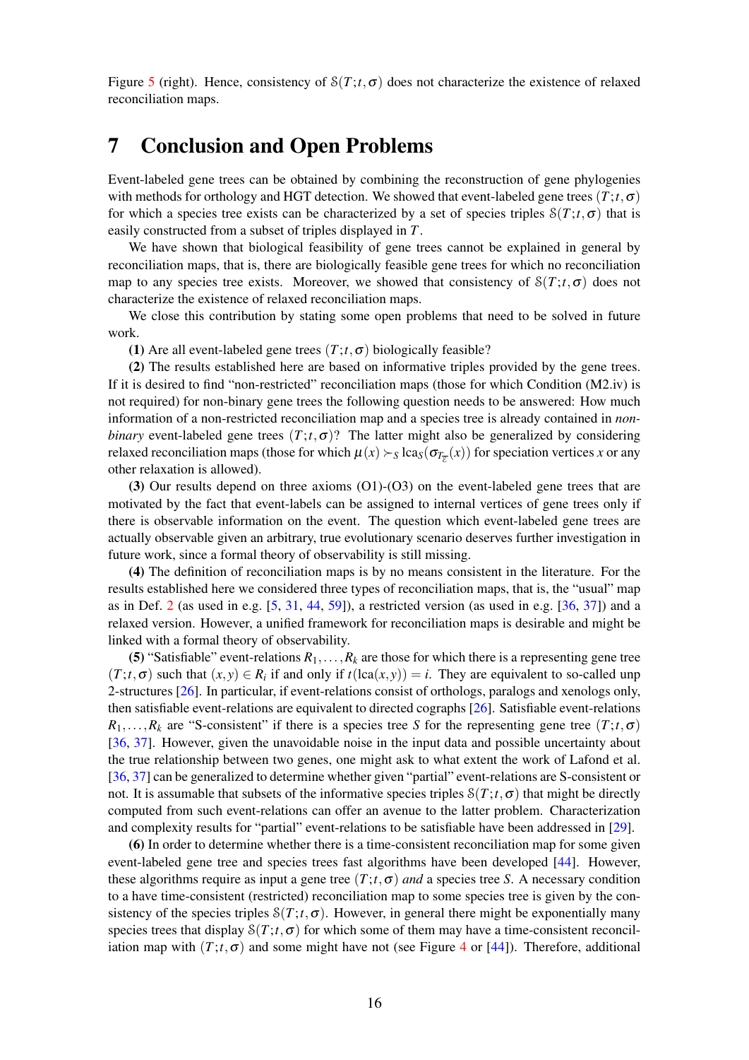Figure 5 (right). Hence, consistency of $\mathbb{S}(T;t,\sigma)$ does not characterize the existence of relaxed reconciliation maps.

# 7 Conclusion and Open Problems

Event-labeled gene trees can be obtained by combining the reconstruction of gene phylogenies with methods for orthology and HGT detection. We showed that event-labeled gene trees $(T;t,\sigma)$ for which a species tree exists can be characterized by a set of species triples $\mathbb{S}(T;t,\sigma)$ that is easily constructed from a subset of triples displayed in $T$.

We have shown that biological feasibility of gene trees cannot be explained in general by reconciliation maps, that is, there are biologically feasible gene trees for which no reconciliation map to any species tree exists. Moreover, we showed that consistency of $\mathbb{S}(T;t,\sigma)$ does not characterize the existence of relaxed reconciliation maps.

We close this contribution by stating some open problems that need to be solved in future work.

**(1)** Are all event-labeled gene trees $(T;t,\sigma)$ biologically feasible?

**(2)** The results established here are based on informative triples provided by the gene trees. If it is desired to find "non-restricted" reconciliation maps (those for which Condition (M2.iv) is not required) for non-binary gene trees the following question needs to be answered: How much information of a non-restricted reconciliation map and a species tree is already contained in *non-binary* event-labeled gene trees $(T;t,\sigma)$? The latter might also be generalized by considering relaxed reconciliation maps (those for which $\mu(x) \succ_S \operatorname{lca}_S(\sigma_{T_{\overline{\mathcal{E}}}}(x))$ for speciation vertices $x$ or any other relaxation is allowed).

**(3)** Our results depend on three axioms (O1)-(O3) on the event-labeled gene trees that are motivated by the fact that event-labels can be assigned to internal vertices of gene trees only if there is observable information on the event. The question which event-labeled gene trees are actually observable given an arbitrary, true evolutionary scenario deserves further investigation in future work, since a formal theory of observability is still missing.

**(4)** The definition of reconciliation maps is by no means consistent in the literature. For the results established here we considered three types of reconciliation maps, that is, the "usual" map as in Def. 2 (as used in e.g. [5, 31, 44, 59]), a restricted version (as used in e.g. [36, 37]) and a relaxed version. However, a unified framework for reconciliation maps is desirable and might be linked with a formal theory of observability.

**(5)** "Satisfiable" event-relations $R_1,\dots,R_k$ are those for which there is a representing gene tree $(T;t,\sigma)$ such that $(x,y) \in R_i$ if and only if $t(\operatorname{lca}(x,y)) = i$. They are equivalent to so-called unp 2-structures [26]. In particular, if event-relations consist of orthologs, paralogs and xenologs only, then satisfiable event-relations are equivalent to directed cographs [26]. Satisfiable event-relations $R_1,\dots,R_k$ are "S-consistent" if there is a species tree $S$ for the representing gene tree $(T;t,\sigma)$ [36, 37]. However, given the unavoidable noise in the input data and possible uncertainty about the true relationship between two genes, one might ask to what extent the work of Lafond et al. [36, 37] can be generalized to determine whether given "partial" event-relations are S-consistent or not. It is assumable that subsets of the informative species triples $\mathbb{S}(T;t,\sigma)$ that might be directly computed from such event-relations can offer an avenue to the latter problem. Characterization and complexity results for "partial" event-relations to be satisfiable have been addressed in [29].

**(6)** In order to determine whether there is a time-consistent reconciliation map for some given event-labeled gene tree and species trees fast algorithms have been developed [44]. However, these algorithms require as input a gene tree $(T;t,\sigma)$ *and* a species tree $S$. A necessary condition to a have time-consistent (restricted) reconciliation map to some species tree is given by the consistency of the species triples $\mathbb{S}(T;t,\sigma)$. However, in general there might be exponentially many species trees that display $\mathbb{S}(T;t,\sigma)$ for which some of them may have a time-consistent reconciliation map with $(T;t,\sigma)$ and some might have not (see Figure 4 or [44]). Therefore, additional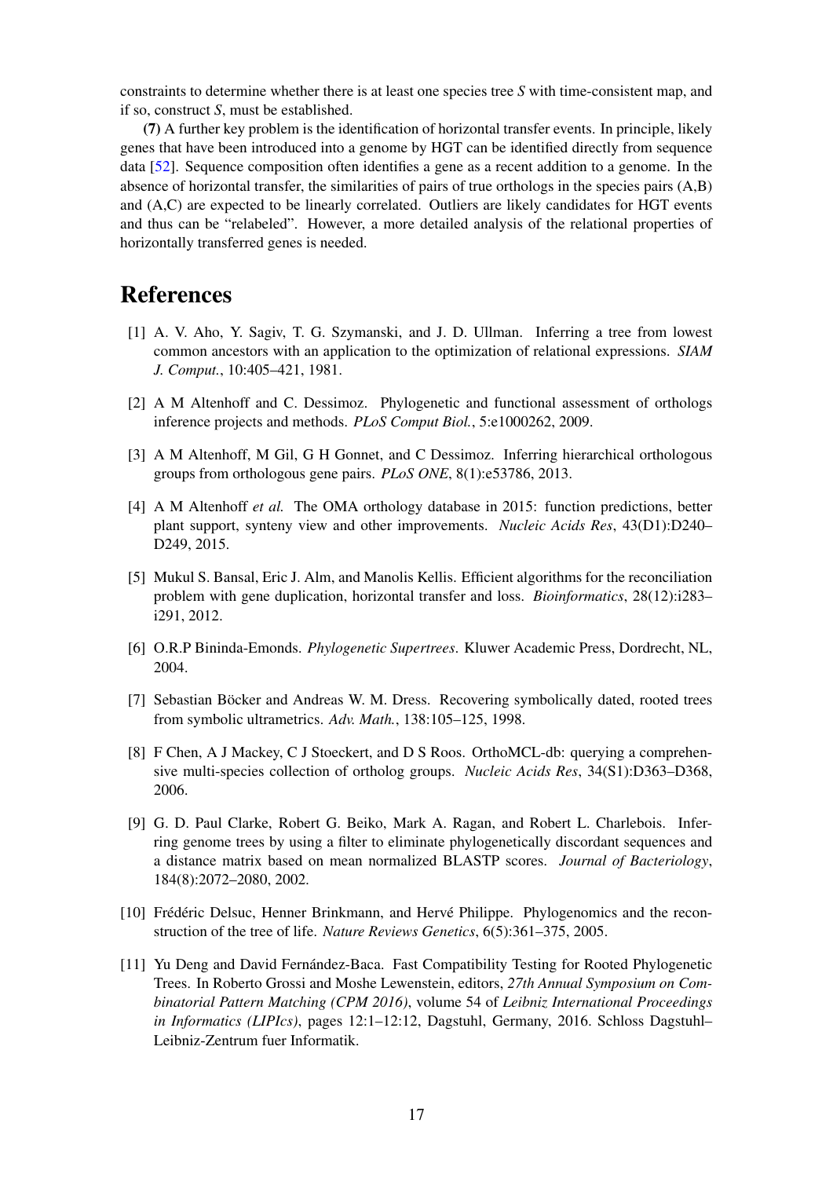constraints to determine whether there is at least one species tree *S* with time-consistent map, and if so, construct *S*, must be established.

**(7)** A further key problem is the identification of horizontal transfer events. In principle, likely genes that have been introduced into a genome by HGT can be identified directly from sequence data [52]. Sequence composition often identifies a gene as a recent addition to a genome. In the absence of horizontal transfer, the similarities of pairs of true orthologs in the species pairs (A,B) and (A,C) are expected to be linearly correlated. Outliers are likely candidates for HGT events and thus can be "relabeled". However, a more detailed analysis of the relational properties of horizontally transferred genes is needed.

# References

[1] A. V. Aho, Y. Sagiv, T. G. Szymanski, and J. D. Ullman. Inferring a tree from lowest common ancestors with an application to the optimization of relational expressions. *SIAM J. Comput.*, 10:405–421, 1981.

[2] A M Altenhoff and C. Dessimoz. Phylogenetic and functional assessment of orthologs inference projects and methods. *PLoS Comput Biol.*, 5:e1000262, 2009.

[3] A M Altenhoff, M Gil, G H Gonnet, and C Dessimoz. Inferring hierarchical orthologous groups from orthologous gene pairs. *PLoS ONE*, 8(1):e53786, 2013.

[4] A M Altenhoff *et al.* The OMA orthology database in 2015: function predictions, better plant support, synteny view and other improvements. *Nucleic Acids Res*, 43(D1):D240–D249, 2015.

[5] Mukul S. Bansal, Eric J. Alm, and Manolis Kellis. Efficient algorithms for the reconciliation problem with gene duplication, horizontal transfer and loss. *Bioinformatics*, 28(12):i283–i291, 2012.

[6] O.R.P Bininda-Emonds. *Phylogenetic Supertrees*. Kluwer Academic Press, Dordrecht, NL, 2004.

[7] Sebastian Böcker and Andreas W. M. Dress. Recovering symbolically dated, rooted trees from symbolic ultrametrics. *Adv. Math.*, 138:105–125, 1998.

[8] F Chen, A J Mackey, C J Stoeckert, and D S Roos. OrthoMCL-db: querying a comprehensive multi-species collection of ortholog groups. *Nucleic Acids Res*, 34(S1):D363–D368, 2006.

[9] G. D. Paul Clarke, Robert G. Beiko, Mark A. Ragan, and Robert L. Charlebois. Inferring genome trees by using a filter to eliminate phylogenetically discordant sequences and a distance matrix based on mean normalized BLASTP scores. *Journal of Bacteriology*, 184(8):2072–2080, 2002.

[10] Frédéric Delsuc, Henner Brinkmann, and Hervé Philippe. Phylogenomics and the reconstruction of the tree of life. *Nature Reviews Genetics*, 6(5):361–375, 2005.

[11] Yu Deng and David Fernández-Baca. Fast Compatibility Testing for Rooted Phylogenetic Trees. In Roberto Grossi and Moshe Lewenstein, editors, *27th Annual Symposium on Combinatorial Pattern Matching (CPM 2016)*, volume 54 of *Leibniz International Proceedings in Informatics (LIPIcs)*, pages 12:1–12:12, Dagstuhl, Germany, 2016. Schloss Dagstuhl–Leibniz-Zentrum fuer Informatik.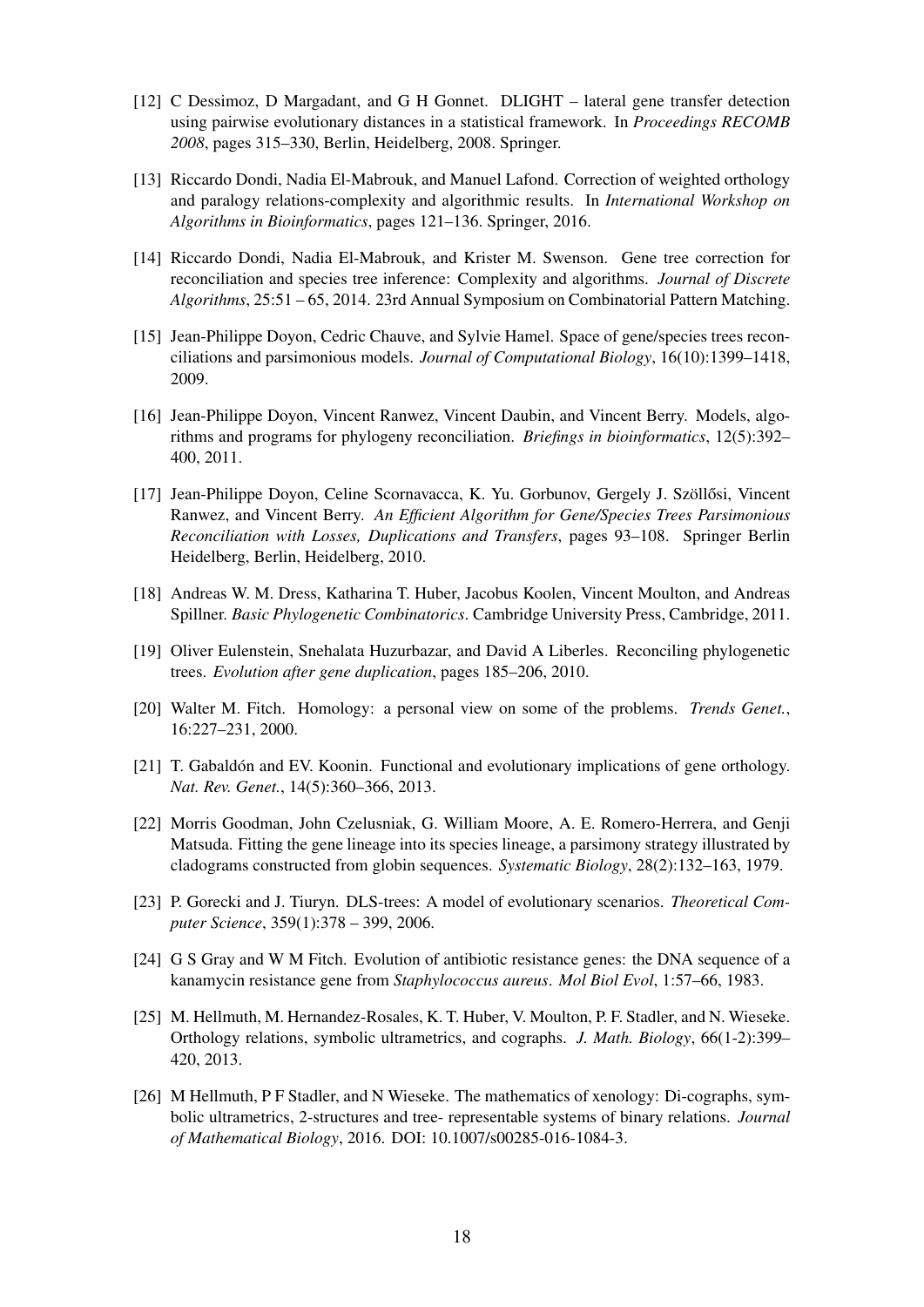[12] C Dessimoz, D Margadant, and G H Gonnet. DLIGHT – lateral gene transfer detection using pairwise evolutionary distances in a statistical framework. In *Proceedings RECOMB 2008*, pages 315–330, Berlin, Heidelberg, 2008. Springer.

[13] Riccardo Dondi, Nadia El-Mabrouk, and Manuel Lafond. Correction of weighted orthology and paralogy relations-complexity and algorithmic results. In *International Workshop on Algorithms in Bioinformatics*, pages 121–136. Springer, 2016.

[14] Riccardo Dondi, Nadia El-Mabrouk, and Krister M. Swenson. Gene tree correction for reconciliation and species tree inference: Complexity and algorithms. *Journal of Discrete Algorithms*, 25:51 – 65, 2014. 23rd Annual Symposium on Combinatorial Pattern Matching.

[15] Jean-Philippe Doyon, Cedric Chauve, and Sylvie Hamel. Space of gene/species trees reconciliations and parsimonious models. *Journal of Computational Biology*, 16(10):1399–1418, 2009.

[16] Jean-Philippe Doyon, Vincent Ranwez, Vincent Daubin, and Vincent Berry. Models, algorithms and programs for phylogeny reconciliation. *Briefings in bioinformatics*, 12(5):392–400, 2011.

[17] Jean-Philippe Doyon, Celine Scornavacca, K. Yu. Gorbunov, Gergely J. Szöllősi, Vincent Ranwez, and Vincent Berry. *An Efficient Algorithm for Gene/Species Trees Parsimonious Reconciliation with Losses, Duplications and Transfers*, pages 93–108. Springer Berlin Heidelberg, Berlin, Heidelberg, 2010.

[18] Andreas W. M. Dress, Katharina T. Huber, Jacobus Koolen, Vincent Moulton, and Andreas Spillner. *Basic Phylogenetic Combinatorics*. Cambridge University Press, Cambridge, 2011.

[19] Oliver Eulenstein, Snehalata Huzurbazar, and David A Liberles. Reconciling phylogenetic trees. *Evolution after gene duplication*, pages 185–206, 2010.

[20] Walter M. Fitch. Homology: a personal view on some of the problems. *Trends Genet.*, 16:227–231, 2000.

[21] T. Gabaldón and EV. Koonin. Functional and evolutionary implications of gene orthology. *Nat. Rev. Genet.*, 14(5):360–366, 2013.

[22] Morris Goodman, John Czelusniak, G. William Moore, A. E. Romero-Herrera, and Genji Matsuda. Fitting the gene lineage into its species lineage, a parsimony strategy illustrated by cladograms constructed from globin sequences. *Systematic Biology*, 28(2):132–163, 1979.

[23] P. Gorecki and J. Tiuryn. DLS-trees: A model of evolutionary scenarios. *Theoretical Computer Science*, 359(1):378 – 399, 2006.

[24] G S Gray and W M Fitch. Evolution of antibiotic resistance genes: the DNA sequence of a kanamycin resistance gene from *Staphylococcus aureus*. *Mol Biol Evol*, 1:57–66, 1983.

[25] M. Hellmuth, M. Hernandez-Rosales, K. T. Huber, V. Moulton, P. F. Stadler, and N. Wieseke. Orthology relations, symbolic ultrametrics, and cographs. *J. Math. Biology*, 66(1-2):399–420, 2013.

[26] M Hellmuth, P F Stadler, and N Wieseke. The mathematics of xenology: Di-cographs, symbolic ultrametrics, 2-structures and tree- representable systems of binary relations. *Journal of Mathematical Biology*, 2016. DOI: 10.1007/s00285-016-1084-3.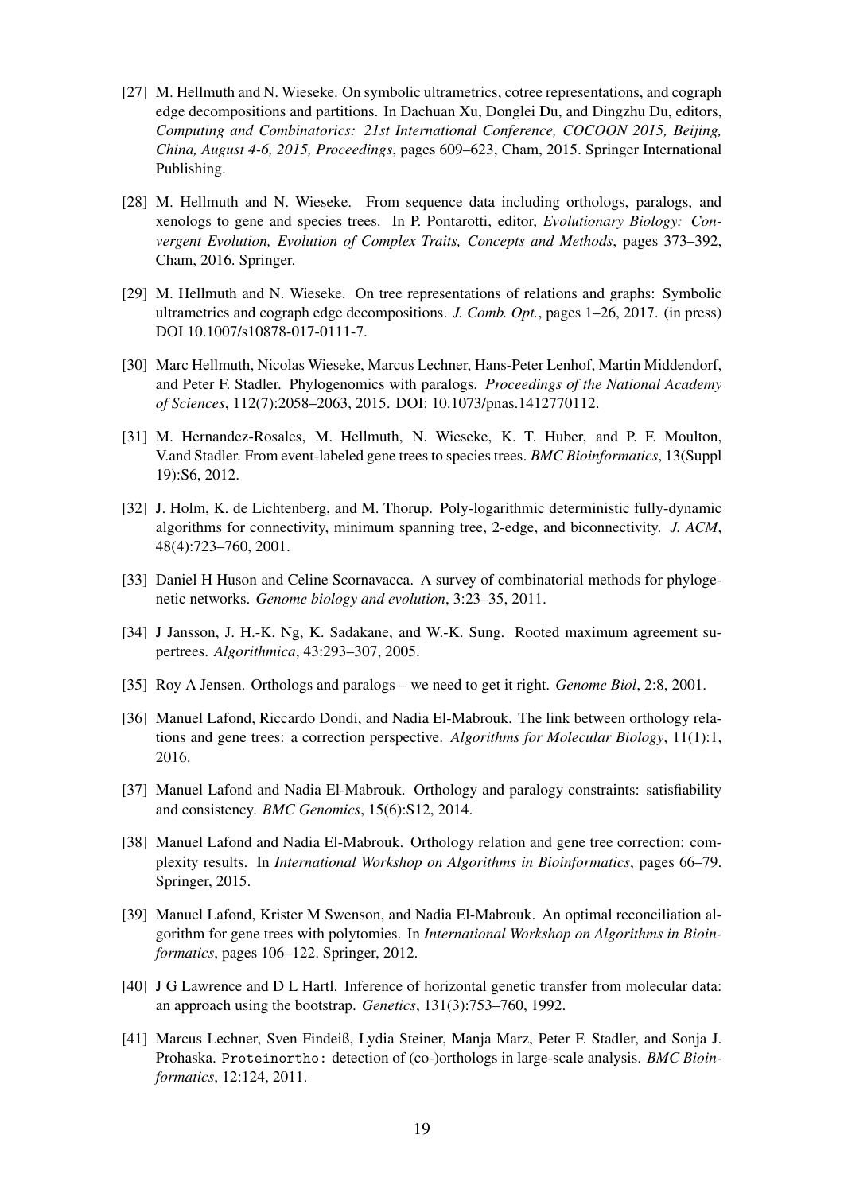[27] M. Hellmuth and N. Wieseke. On symbolic ultrametrics, cotree representations, and cograph edge decompositions and partitions. In Dachuan Xu, Donglei Du, and Dingzhu Du, editors, *Computing and Combinatorics: 21st International Conference, COCOON 2015, Beijing, China, August 4-6, 2015, Proceedings*, pages 609–623, Cham, 2015. Springer International Publishing.

[28] M. Hellmuth and N. Wieseke. From sequence data including orthologs, paralogs, and xenologs to gene and species trees. In P. Pontarotti, editor, *Evolutionary Biology: Convergent Evolution, Evolution of Complex Traits, Concepts and Methods*, pages 373–392, Cham, 2016. Springer.

[29] M. Hellmuth and N. Wieseke. On tree representations of relations and graphs: Symbolic ultrametrics and cograph edge decompositions. *J. Comb. Opt.*, pages 1–26, 2017. (in press) DOI 10.1007/s10878-017-0111-7.

[30] Marc Hellmuth, Nicolas Wieseke, Marcus Lechner, Hans-Peter Lenhof, Martin Middendorf, and Peter F. Stadler. Phylogenomics with paralogs. *Proceedings of the National Academy of Sciences*, 112(7):2058–2063, 2015. DOI: 10.1073/pnas.1412770112.

[31] M. Hernandez-Rosales, M. Hellmuth, N. Wieseke, K. T. Huber, and P. F. Moulton, V.and Stadler. From event-labeled gene trees to species trees. *BMC Bioinformatics*, 13(Suppl 19):S6, 2012.

[32] J. Holm, K. de Lichtenberg, and M. Thorup. Poly-logarithmic deterministic fully-dynamic algorithms for connectivity, minimum spanning tree, 2-edge, and biconnectivity. *J. ACM*, 48(4):723–760, 2001.

[33] Daniel H Huson and Celine Scornavacca. A survey of combinatorial methods for phylogenetic networks. *Genome biology and evolution*, 3:23–35, 2011.

[34] J Jansson, J. H.-K. Ng, K. Sadakane, and W.-K. Sung. Rooted maximum agreement supertrees. *Algorithmica*, 43:293–307, 2005.

[35] Roy A Jensen. Orthologs and paralogs – we need to get it right. *Genome Biol*, 2:8, 2001.

[36] Manuel Lafond, Riccardo Dondi, and Nadia El-Mabrouk. The link between orthology relations and gene trees: a correction perspective. *Algorithms for Molecular Biology*, 11(1):1, 2016.

[37] Manuel Lafond and Nadia El-Mabrouk. Orthology and paralogy constraints: satisfiability and consistency. *BMC Genomics*, 15(6):S12, 2014.

[38] Manuel Lafond and Nadia El-Mabrouk. Orthology relation and gene tree correction: complexity results. In *International Workshop on Algorithms in Bioinformatics*, pages 66–79. Springer, 2015.

[39] Manuel Lafond, Krister M Swenson, and Nadia El-Mabrouk. An optimal reconciliation algorithm for gene trees with polytomies. In *International Workshop on Algorithms in Bioinformatics*, pages 106–122. Springer, 2012.

[40] J G Lawrence and D L Hartl. Inference of horizontal genetic transfer from molecular data: an approach using the bootstrap. *Genetics*, 131(3):753–760, 1992.

[41] Marcus Lechner, Sven Findeiß, Lydia Steiner, Manja Marz, Peter F. Stadler, and Sonja J. Prohaska. `Proteinortho`: detection of (co-)orthologs in large-scale analysis. *BMC Bioinformatics*, 12:124, 2011.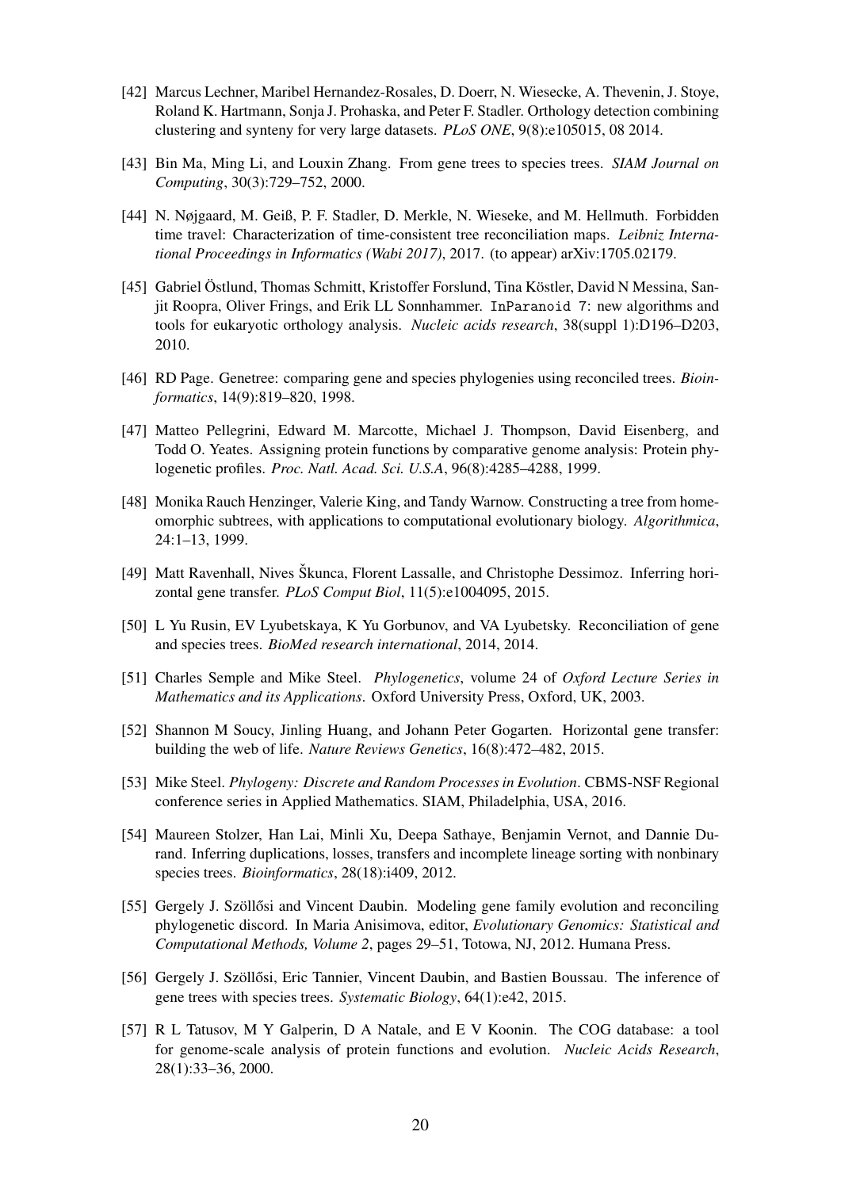[42] Marcus Lechner, Maribel Hernandez-Rosales, D. Doerr, N. Wiesecke, A. Thevenin, J. Stoye, Roland K. Hartmann, Sonja J. Prohaska, and Peter F. Stadler. Orthology detection combining clustering and synteny for very large datasets. *PLoS ONE*, 9(8):e105015, 08 2014.

[43] Bin Ma, Ming Li, and Louxin Zhang. From gene trees to species trees. *SIAM Journal on Computing*, 30(3):729–752, 2000.

[44] N. Nøjgaard, M. Geiß, P. F. Stadler, D. Merkle, N. Wieseke, and M. Hellmuth. Forbidden time travel: Characterization of time-consistent tree reconciliation maps. *Leibniz International Proceedings in Informatics (Wabi 2017)*, 2017. (to appear) arXiv:1705.02179.

[45] Gabriel Östlund, Thomas Schmitt, Kristoffer Forslund, Tina Köstler, David N Messina, Sanjit Roopra, Oliver Frings, and Erik LL Sonnhammer. InParanoid 7: new algorithms and tools for eukaryotic orthology analysis. *Nucleic acids research*, 38(suppl 1):D196–D203, 2010.

[46] RD Page. Genetree: comparing gene and species phylogenies using reconciled trees. *Bioinformatics*, 14(9):819–820, 1998.

[47] Matteo Pellegrini, Edward M. Marcotte, Michael J. Thompson, David Eisenberg, and Todd O. Yeates. Assigning protein functions by comparative genome analysis: Protein phylogenetic profiles. *Proc. Natl. Acad. Sci. U.S.A*, 96(8):4285–4288, 1999.

[48] Monika Rauch Henzinger, Valerie King, and Tandy Warnow. Constructing a tree from homeomorphic subtrees, with applications to computational evolutionary biology. *Algorithmica*, 24:1–13, 1999.

[49] Matt Ravenhall, Nives Škunca, Florent Lassalle, and Christophe Dessimoz. Inferring horizontal gene transfer. *PLoS Comput Biol*, 11(5):e1004095, 2015.

[50] L Yu Rusin, EV Lyubetskaya, K Yu Gorbunov, and VA Lyubetsky. Reconciliation of gene and species trees. *BioMed research international*, 2014, 2014.

[51] Charles Semple and Mike Steel. *Phylogenetics*, volume 24 of *Oxford Lecture Series in Mathematics and its Applications*. Oxford University Press, Oxford, UK, 2003.

[52] Shannon M Soucy, Jinling Huang, and Johann Peter Gogarten. Horizontal gene transfer: building the web of life. *Nature Reviews Genetics*, 16(8):472–482, 2015.

[53] Mike Steel. *Phylogeny: Discrete and Random Processes in Evolution*. CBMS-NSF Regional conference series in Applied Mathematics. SIAM, Philadelphia, USA, 2016.

[54] Maureen Stolzer, Han Lai, Minli Xu, Deepa Sathaye, Benjamin Vernot, and Dannie Durand. Inferring duplications, losses, transfers and incomplete lineage sorting with nonbinary species trees. *Bioinformatics*, 28(18):i409, 2012.

[55] Gergely J. Szöllősi and Vincent Daubin. Modeling gene family evolution and reconciling phylogenetic discord. In Maria Anisimova, editor, *Evolutionary Genomics: Statistical and Computational Methods, Volume 2*, pages 29–51, Totowa, NJ, 2012. Humana Press.

[56] Gergely J. Szöllősi, Eric Tannier, Vincent Daubin, and Bastien Boussau. The inference of gene trees with species trees. *Systematic Biology*, 64(1):e42, 2015.

[57] R L Tatusov, M Y Galperin, D A Natale, and E V Koonin. The COG database: a tool for genome-scale analysis of protein functions and evolution. *Nucleic Acids Research*, 28(1):33–36, 2000.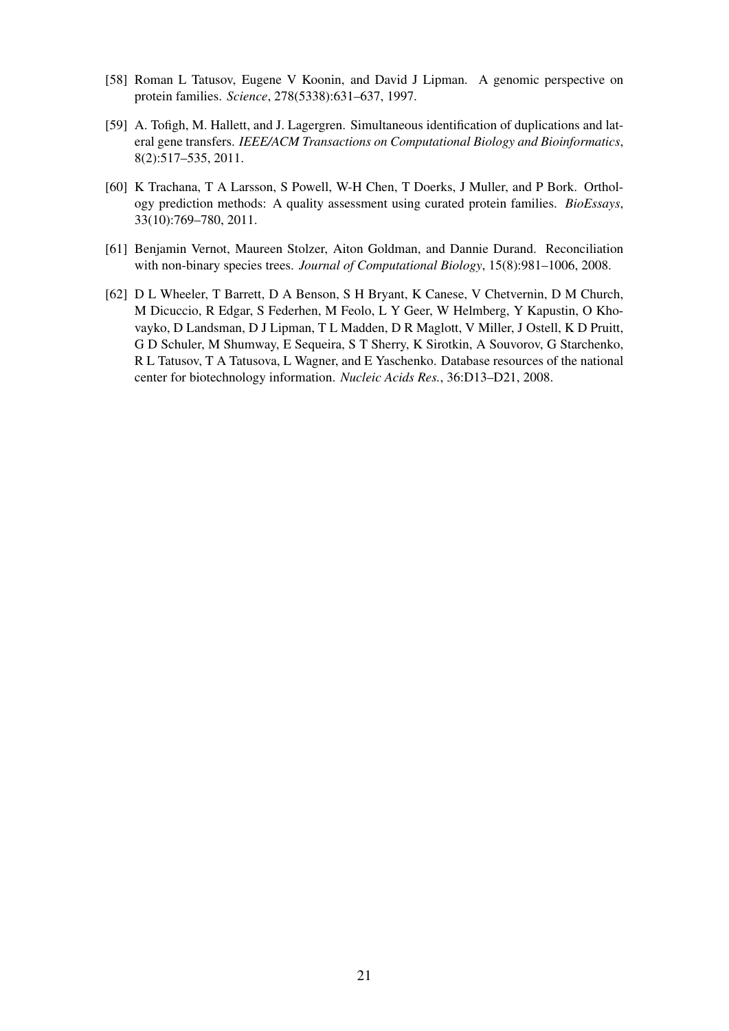[58] Roman L Tatusov, Eugene V Koonin, and David J Lipman. A genomic perspective on protein families. *Science*, 278(5338):631–637, 1997.

[59] A. Tofigh, M. Hallett, and J. Lagergren. Simultaneous identification of duplications and lateral gene transfers. *IEEE/ACM Transactions on Computational Biology and Bioinformatics*, 8(2):517–535, 2011.

[60] K Trachana, T A Larsson, S Powell, W-H Chen, T Doerks, J Muller, and P Bork. Orthology prediction methods: A quality assessment using curated protein families. *BioEssays*, 33(10):769–780, 2011.

[61] Benjamin Vernot, Maureen Stolzer, Aiton Goldman, and Dannie Durand. Reconciliation with non-binary species trees. *Journal of Computational Biology*, 15(8):981–1006, 2008.

[62] D L Wheeler, T Barrett, D A Benson, S H Bryant, K Canese, V Chetvernin, D M Church, M Dicuccio, R Edgar, S Federhen, M Feolo, L Y Geer, W Helmberg, Y Kapustin, O Khovayko, D Landsman, D J Lipman, T L Madden, D R Maglott, V Miller, J Ostell, K D Pruitt, G D Schuler, M Shumway, E Sequeira, S T Sherry, K Sirotkin, A Souvorov, G Starchenko, R L Tatusov, T A Tatusova, L Wagner, and E Yaschenko. Database resources of the national center for biotechnology information. *Nucleic Acids Res.*, 36:D13–D21, 2008.